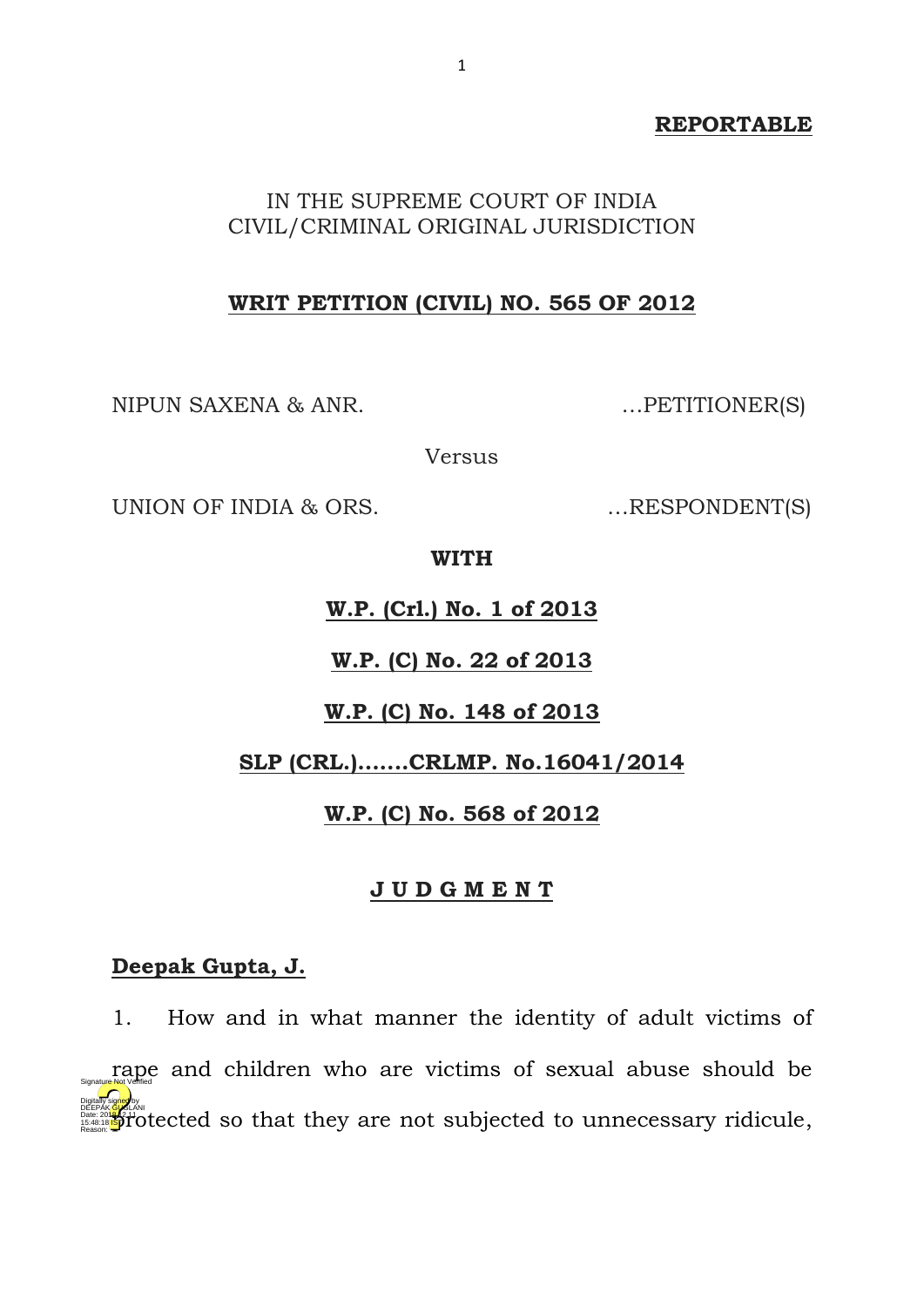**REPORTABLE**

IN THE SUPREME COURT OF INDIA
CIVIL/CRIMINAL ORIGINAL JURISDICTION

**WRIT PETITION (CIVIL) NO. 565 OF 2012**

NIPUN SAXENA & ANR. …PETITIONER(S)

Versus

UNION OF INDIA & ORS. …RESPONDENT(S)

**WITH**

**W.P. (Crl.) No. 1 of 2013**

**W.P. (C) No. 22 of 2013**

**W.P. (C) No. 148 of 2013**

**SLP (CRL.).......CRLMP. No.16041/2014**

**W.P. (C) No. 568 of 2012**

**J U D G M E N T**

**Deepak Gupta, J.**

1. How and in what manner the identity of adult victims of rape and children who are victims of sexual abuse should be protected so that they are not subjected to unnecessary ridicule,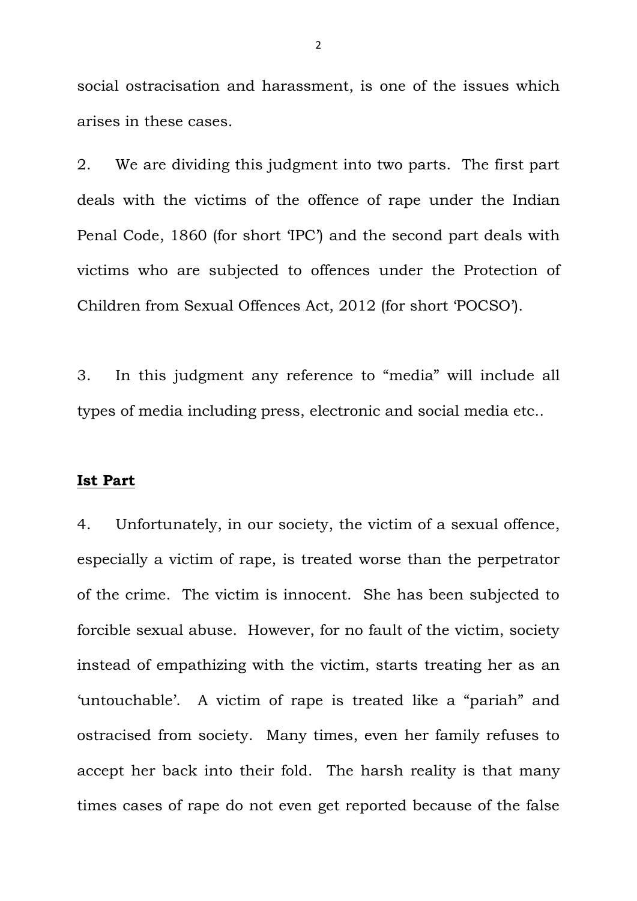social ostracisation and harassment, is one of the issues which arises in these cases.

2. We are dividing this judgment into two parts. The first part deals with the victims of the offence of rape under the Indian Penal Code, 1860 (for short 'IPC') and the second part deals with victims who are subjected to offences under the Protection of Children from Sexual Offences Act, 2012 (for short 'POCSO').

3. In this judgment any reference to "media" will include all types of media including press, electronic and social media etc..

**<u>Ist Part</u>**

4. Unfortunately, in our society, the victim of a sexual offence, especially a victim of rape, is treated worse than the perpetrator of the crime. The victim is innocent. She has been subjected to forcible sexual abuse. However, for no fault of the victim, society instead of empathizing with the victim, starts treating her as an 'untouchable'. A victim of rape is treated like a "pariah" and ostracised from society. Many times, even her family refuses to accept her back into their fold. The harsh reality is that many times cases of rape do not even get reported because of the false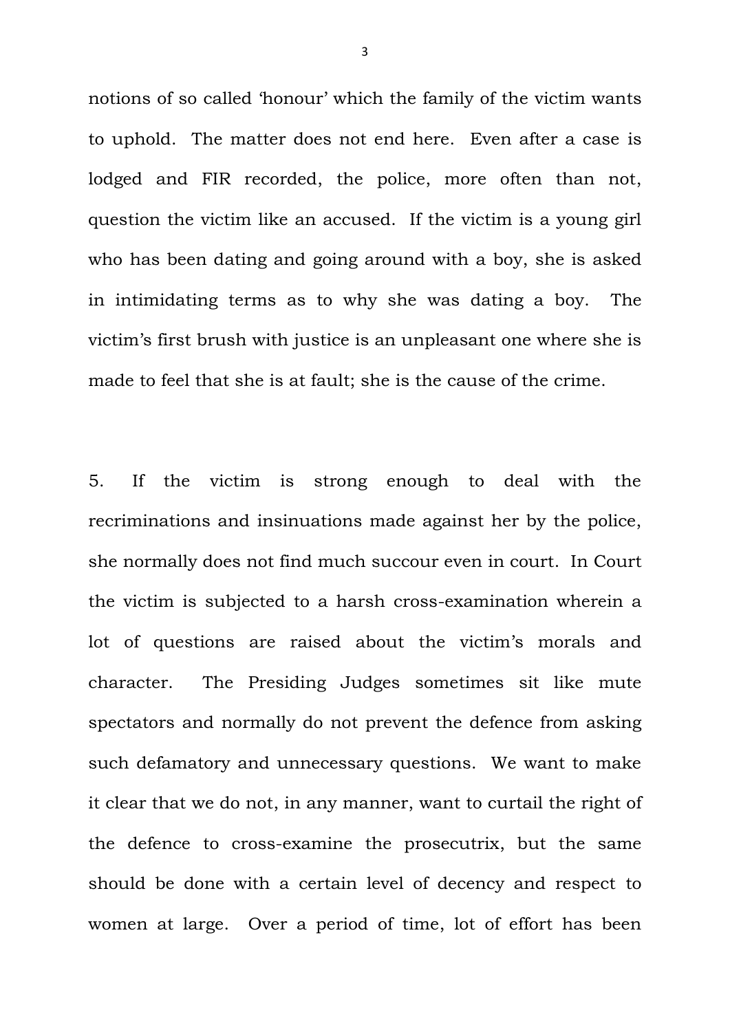notions of so called 'honour' which the family of the victim wants to uphold. The matter does not end here. Even after a case is lodged and FIR recorded, the police, more often than not, question the victim like an accused. If the victim is a young girl who has been dating and going around with a boy, she is asked in intimidating terms as to why she was dating a boy. The victim's first brush with justice is an unpleasant one where she is made to feel that she is at fault; she is the cause of the crime.

5. If the victim is strong enough to deal with the recriminations and insinuations made against her by the police, she normally does not find much succour even in court. In Court the victim is subjected to a harsh cross-examination wherein a lot of questions are raised about the victim's morals and character. The Presiding Judges sometimes sit like mute spectators and normally do not prevent the defence from asking such defamatory and unnecessary questions. We want to make it clear that we do not, in any manner, want to curtail the right of the defence to cross-examine the prosecutrix, but the same should be done with a certain level of decency and respect to women at large. Over a period of time, lot of effort has been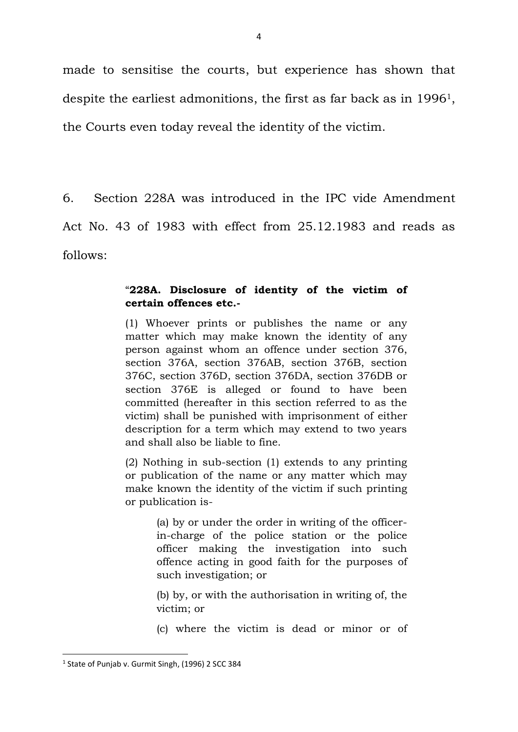made to sensitise the courts, but experience has shown that despite the earliest admonitions, the first as far back as in 1996[1], the Courts even today reveal the identity of the victim.

6. Section 228A was introduced in the IPC vide Amendment Act No. 43 of 1983 with effect from 25.12.1983 and reads as follows:

> "**228A. Disclosure of identity of the victim of certain offences etc.-**
>
> (1) Whoever prints or publishes the name or any matter which may make known the identity of any person against whom an offence under section 376, section 376A, section 376AB, section 376B, section 376C, section 376D, section 376DA, section 376DB or section 376E is alleged or found to have been committed (hereafter in this section referred to as the victim) shall be punished with imprisonment of either description for a term which may extend to two years and shall also be liable to fine.
>
> (2) Nothing in sub-section (1) extends to any printing or publication of the name or any matter which may make known the identity of the victim if such printing or publication is-
>
> > (a) by or under the order in writing of the officer-in-charge of the police station or the police officer making the investigation into such offence acting in good faith for the purposes of such investigation; or
> >
> > (b) by, or with the authorisation in writing of, the victim; or
> >
> > (c) where the victim is dead or minor or of

[1] State of Punjab v. Gurmit Singh, (1996) 2 SCC 384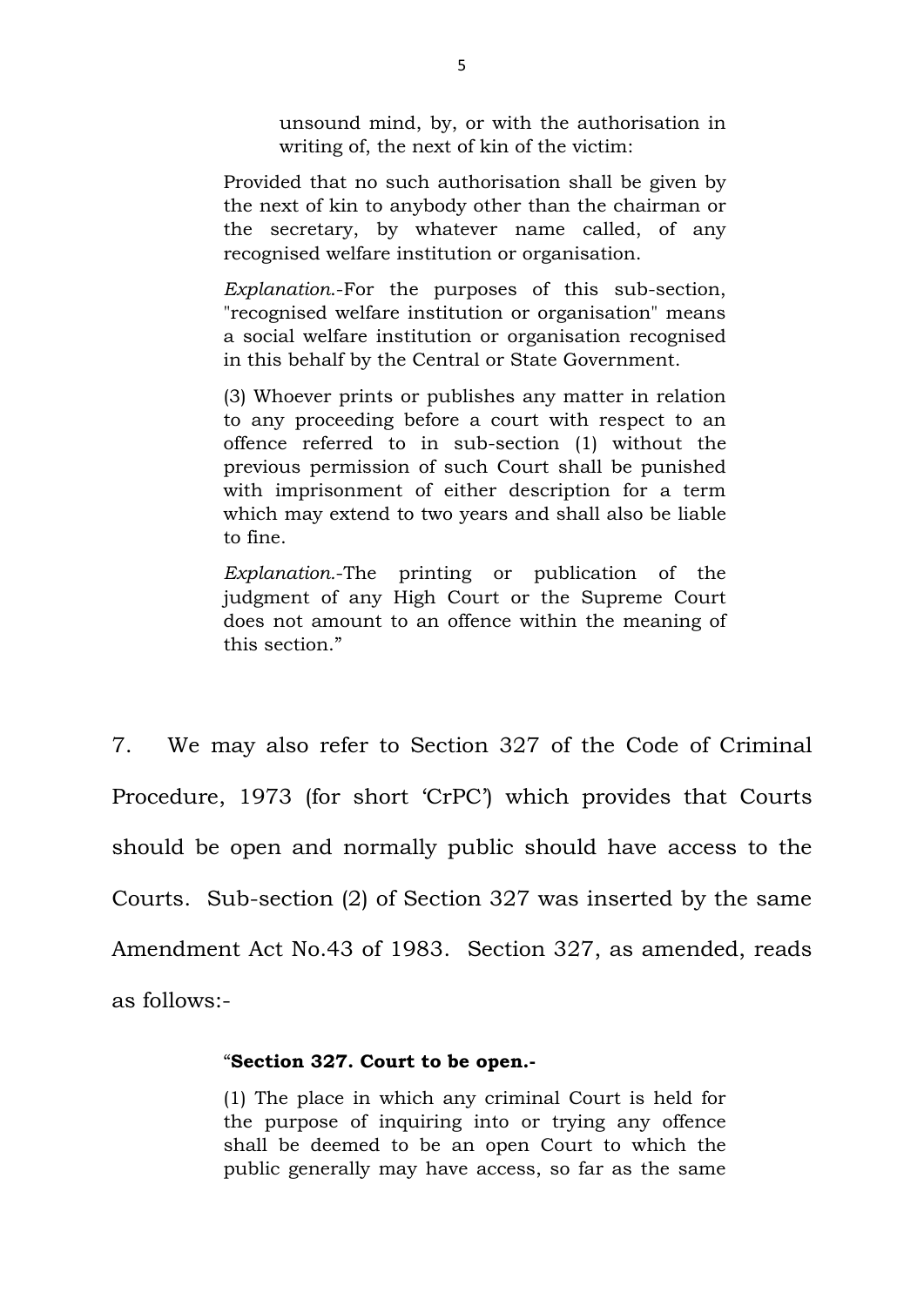> unsound mind, by, or with the authorisation in writing of, the next of kin of the victim:
>
> Provided that no such authorisation shall be given by the next of kin to anybody other than the chairman or the secretary, by whatever name called, of any recognised welfare institution or organisation.
>
> *Explanation*.-For the purposes of this sub-section, "recognised welfare institution or organisation" means a social welfare institution or organisation recognised in this behalf by the Central or State Government.
>
> (3) Whoever prints or publishes any matter in relation to any proceeding before a court with respect to an offence referred to in sub-section (1) without the previous permission of such Court shall be punished with imprisonment of either description for a term which may extend to two years and shall also be liable to fine.
>
> *Explanation*.-The printing or publication of the judgment of any High Court or the Supreme Court does not amount to an offence within the meaning of this section."

7. We may also refer to Section 327 of the Code of Criminal Procedure, 1973 (for short 'CrPC') which provides that Courts should be open and normally public should have access to the Courts. Sub-section (2) of Section 327 was inserted by the same Amendment Act No.43 of 1983. Section 327, as amended, reads as follows:-

> "**Section 327. Court to be open.-**
>
> (1) The place in which any criminal Court is held for the purpose of inquiring into or trying any offence shall be deemed to be an open Court to which the public generally may have access, so far as the same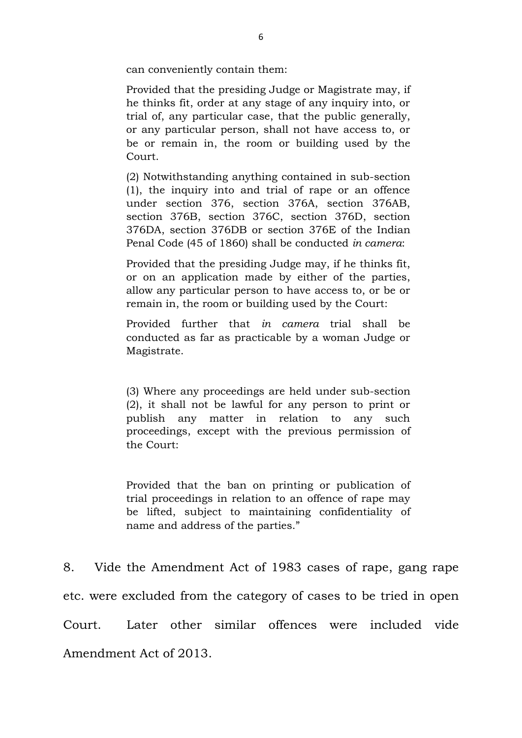can conveniently contain them:

> Provided that the presiding Judge or Magistrate may, if he thinks fit, order at any stage of any inquiry into, or trial of, any particular case, that the public generally, or any particular person, shall not have access to, or be or remain in, the room or building used by the Court.
>
> (2) Notwithstanding anything contained in sub-section (1), the inquiry into and trial of rape or an offence under section 376, section 376A, section 376AB, section 376B, section 376C, section 376D, section 376DA, section 376DB or section 376E of the Indian Penal Code (45 of 1860) shall be conducted *in camera*:
>
> Provided that the presiding Judge may, if he thinks fit, or on an application made by either of the parties, allow any particular person to have access to, or be or remain in, the room or building used by the Court:
>
> Provided further that *in camera* trial shall be conducted as far as practicable by a woman Judge or Magistrate.
>
> (3) Where any proceedings are held under sub-section (2), it shall not be lawful for any person to print or publish any matter in relation to any such proceedings, except with the previous permission of the Court:
>
> Provided that the ban on printing or publication of trial proceedings in relation to an offence of rape may be lifted, subject to maintaining confidentiality of name and address of the parties."

8. Vide the Amendment Act of 1983 cases of rape, gang rape etc. were excluded from the category of cases to be tried in open Court. Later other similar offences were included vide Amendment Act of 2013.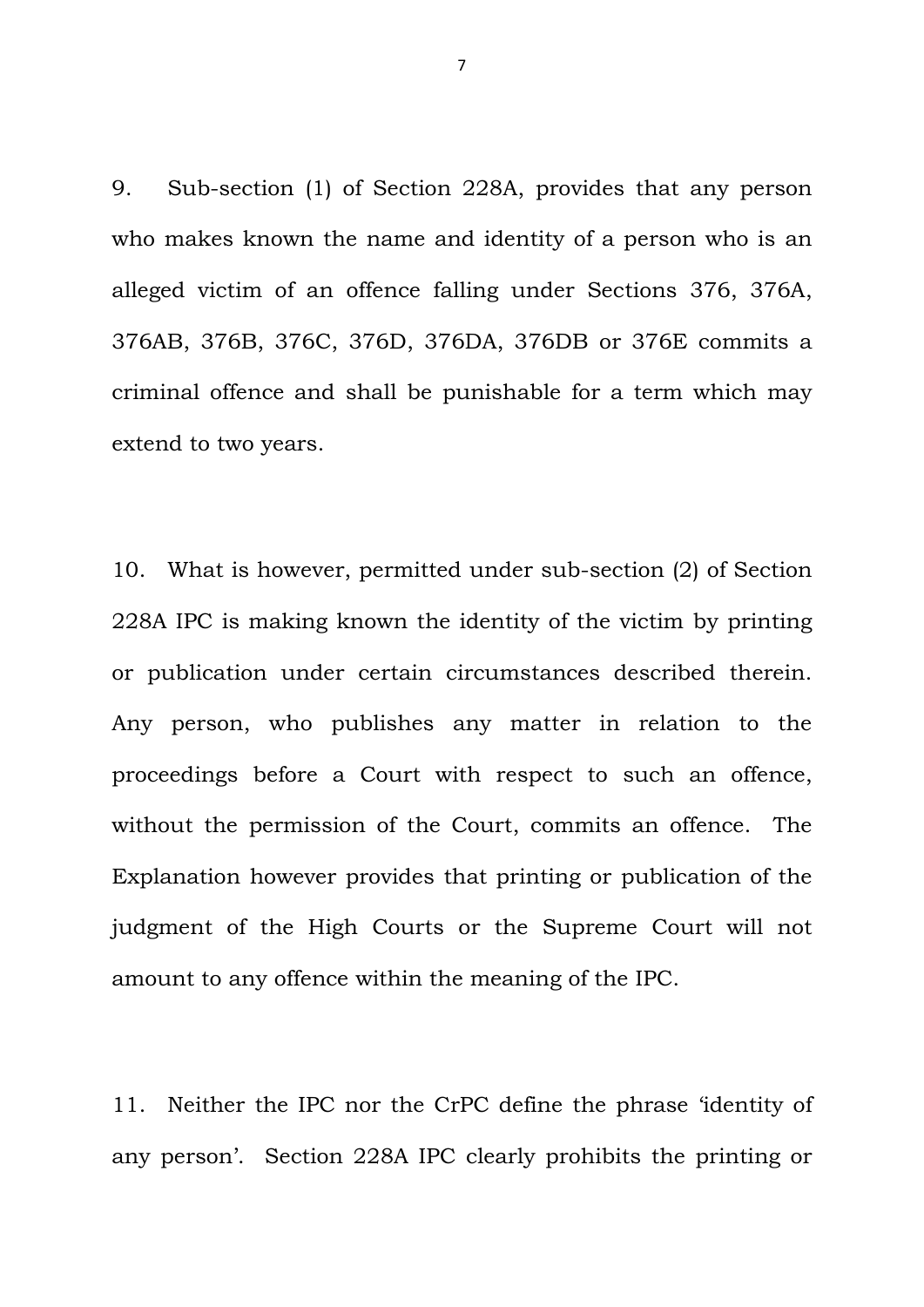9. Sub-section (1) of Section 228A, provides that any person who makes known the name and identity of a person who is an alleged victim of an offence falling under Sections 376, 376A, 376AB, 376B, 376C, 376D, 376DA, 376DB or 376E commits a criminal offence and shall be punishable for a term which may extend to two years.

10. What is however, permitted under sub-section (2) of Section 228A IPC is making known the identity of the victim by printing or publication under certain circumstances described therein. Any person, who publishes any matter in relation to the proceedings before a Court with respect to such an offence, without the permission of the Court, commits an offence. The Explanation however provides that printing or publication of the judgment of the High Courts or the Supreme Court will not amount to any offence within the meaning of the IPC.

11. Neither the IPC nor the CrPC define the phrase 'identity of any person'. Section 228A IPC clearly prohibits the printing or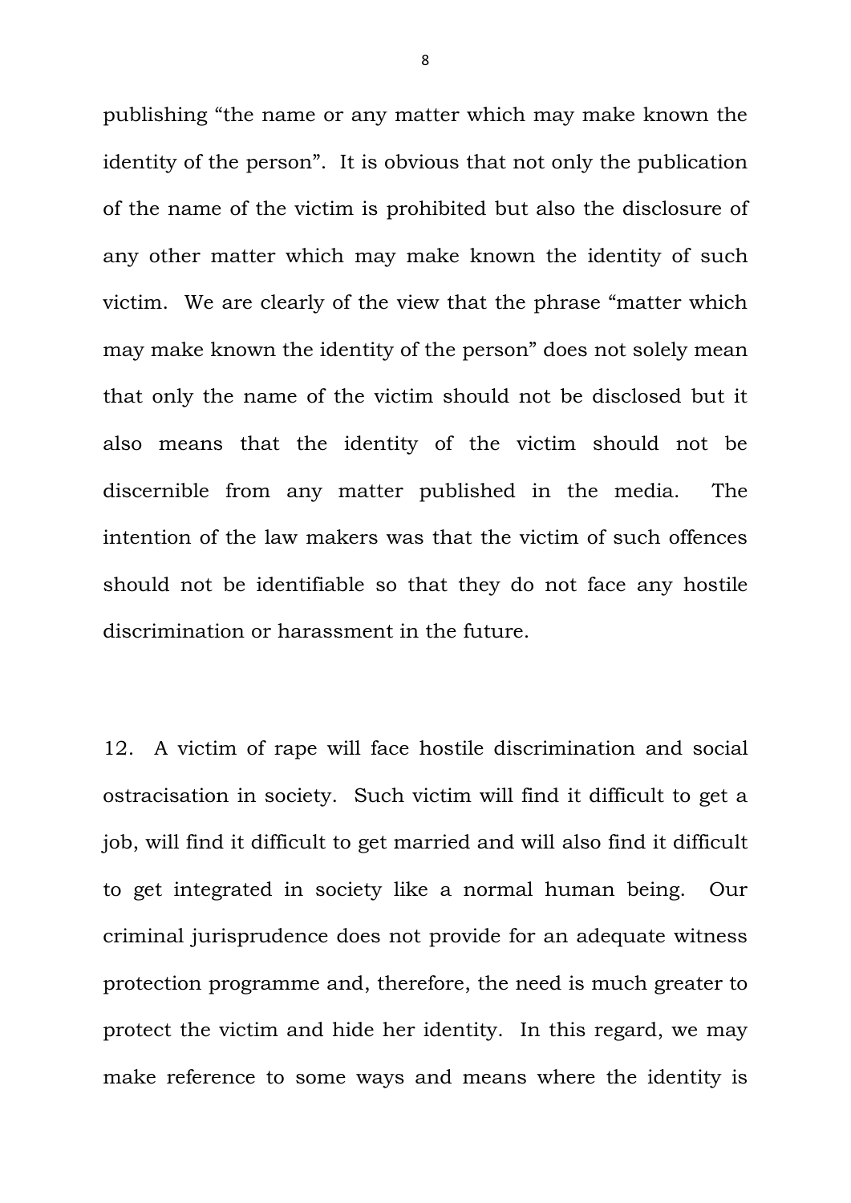publishing "the name or any matter which may make known the identity of the person". It is obvious that not only the publication of the name of the victim is prohibited but also the disclosure of any other matter which may make known the identity of such victim. We are clearly of the view that the phrase "matter which may make known the identity of the person" does not solely mean that only the name of the victim should not be disclosed but it also means that the identity of the victim should not be discernible from any matter published in the media. The intention of the law makers was that the victim of such offences should not be identifiable so that they do not face any hostile discrimination or harassment in the future.

12. A victim of rape will face hostile discrimination and social ostracisation in society. Such victim will find it difficult to get a job, will find it difficult to get married and will also find it difficult to get integrated in society like a normal human being. Our criminal jurisprudence does not provide for an adequate witness protection programme and, therefore, the need is much greater to protect the victim and hide her identity. In this regard, we may make reference to some ways and means where the identity is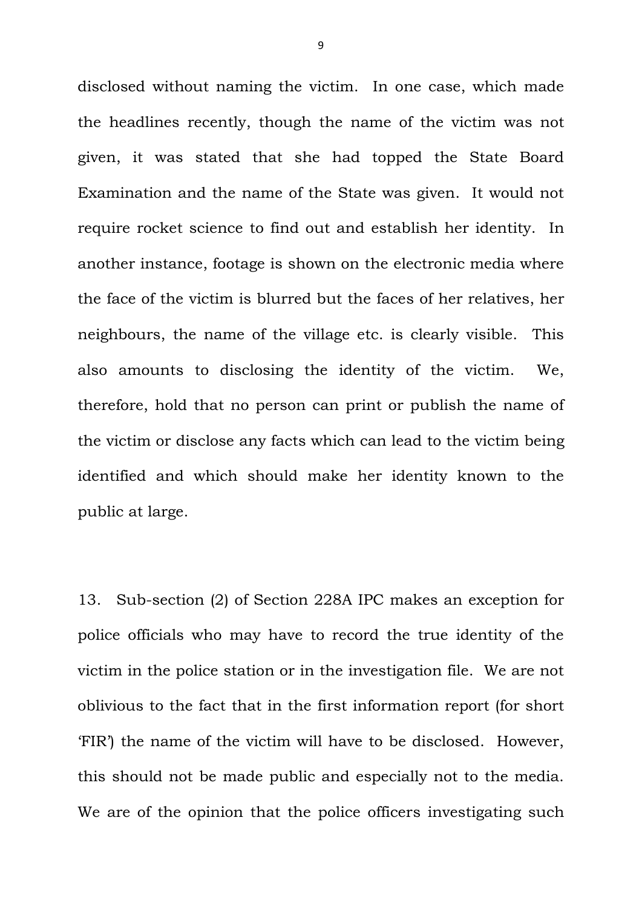disclosed without naming the victim. In one case, which made the headlines recently, though the name of the victim was not given, it was stated that she had topped the State Board Examination and the name of the State was given. It would not require rocket science to find out and establish her identity. In another instance, footage is shown on the electronic media where the face of the victim is blurred but the faces of her relatives, her neighbours, the name of the village etc. is clearly visible. This also amounts to disclosing the identity of the victim. We, therefore, hold that no person can print or publish the name of the victim or disclose any facts which can lead to the victim being identified and which should make her identity known to the public at large.

13. Sub-section (2) of Section 228A IPC makes an exception for police officials who may have to record the true identity of the victim in the police station or in the investigation file. We are not oblivious to the fact that in the first information report (for short 'FIR') the name of the victim will have to be disclosed. However, this should not be made public and especially not to the media. We are of the opinion that the police officers investigating such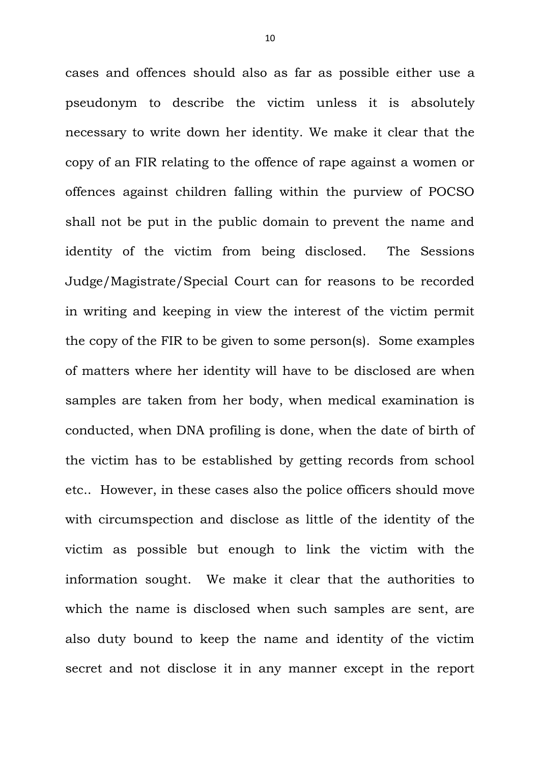cases and offences should also as far as possible either use a pseudonym to describe the victim unless it is absolutely necessary to write down her identity. We make it clear that the copy of an FIR relating to the offence of rape against a women or offences against children falling within the purview of POCSO shall not be put in the public domain to prevent the name and identity of the victim from being disclosed. The Sessions Judge/Magistrate/Special Court can for reasons to be recorded in writing and keeping in view the interest of the victim permit the copy of the FIR to be given to some person(s). Some examples of matters where her identity will have to be disclosed are when samples are taken from her body, when medical examination is conducted, when DNA profiling is done, when the date of birth of the victim has to be established by getting records from school etc.. However, in these cases also the police officers should move with circumspection and disclose as little of the identity of the victim as possible but enough to link the victim with the information sought. We make it clear that the authorities to which the name is disclosed when such samples are sent, are also duty bound to keep the name and identity of the victim secret and not disclose it in any manner except in the report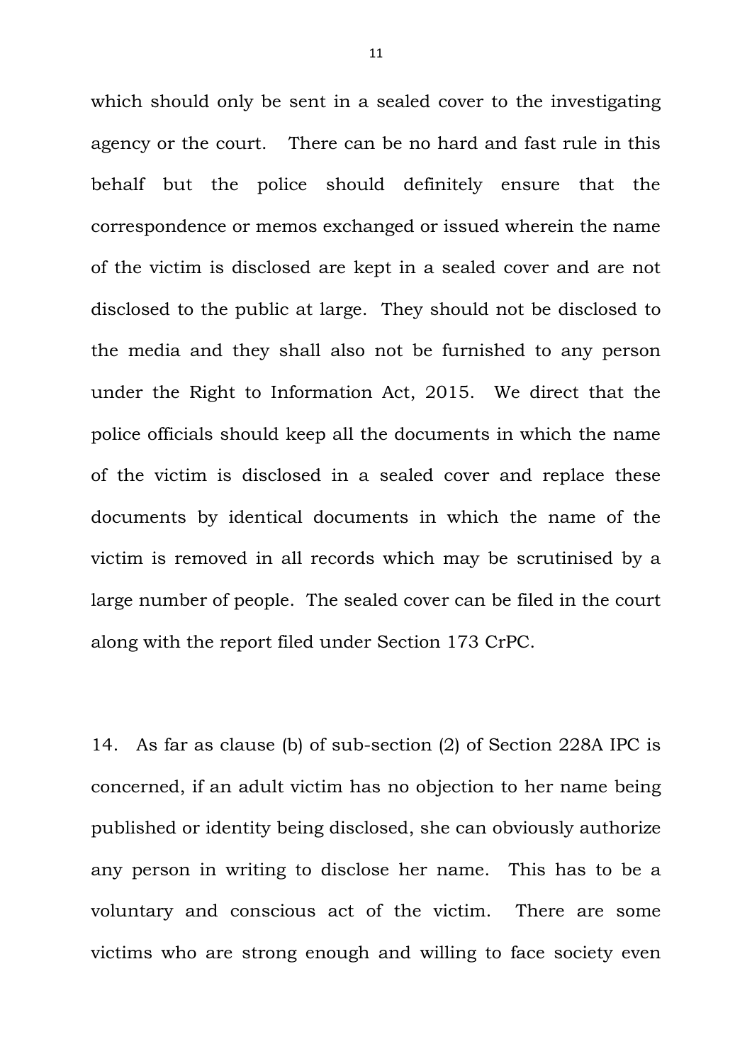which should only be sent in a sealed cover to the investigating agency or the court. There can be no hard and fast rule in this behalf but the police should definitely ensure that the correspondence or memos exchanged or issued wherein the name of the victim is disclosed are kept in a sealed cover and are not disclosed to the public at large. They should not be disclosed to the media and they shall also not be furnished to any person under the Right to Information Act, 2015. We direct that the police officials should keep all the documents in which the name of the victim is disclosed in a sealed cover and replace these documents by identical documents in which the name of the victim is removed in all records which may be scrutinised by a large number of people. The sealed cover can be filed in the court along with the report filed under Section 173 CrPC.

14. As far as clause (b) of sub-section (2) of Section 228A IPC is concerned, if an adult victim has no objection to her name being published or identity being disclosed, she can obviously authorize any person in writing to disclose her name. This has to be a voluntary and conscious act of the victim. There are some victims who are strong enough and willing to face society even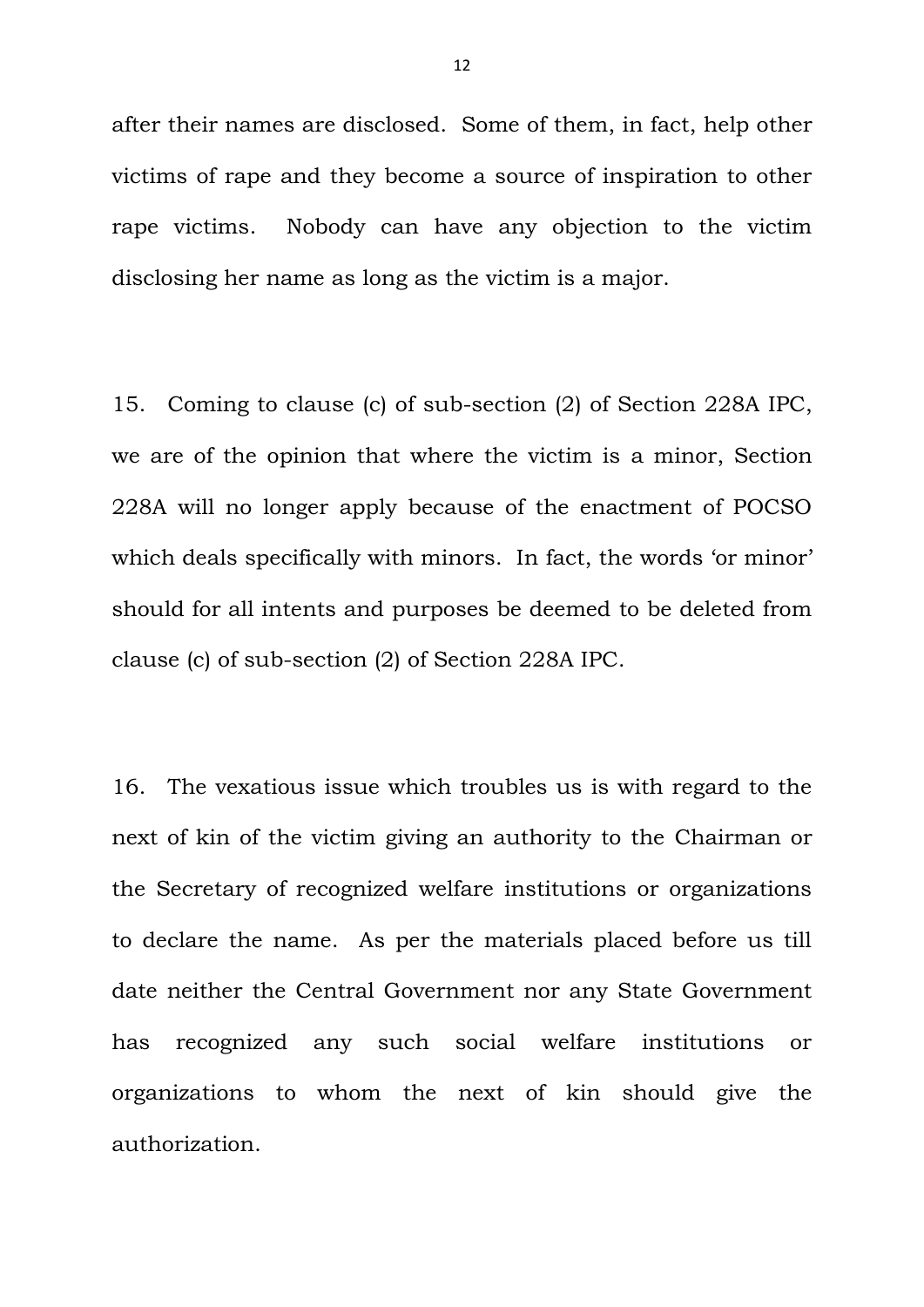after their names are disclosed. Some of them, in fact, help other victims of rape and they become a source of inspiration to other rape victims. Nobody can have any objection to the victim disclosing her name as long as the victim is a major.

15. Coming to clause (c) of sub-section (2) of Section 228A IPC, we are of the opinion that where the victim is a minor, Section 228A will no longer apply because of the enactment of POCSO which deals specifically with minors. In fact, the words 'or minor' should for all intents and purposes be deemed to be deleted from clause (c) of sub-section (2) of Section 228A IPC.

16. The vexatious issue which troubles us is with regard to the next of kin of the victim giving an authority to the Chairman or the Secretary of recognized welfare institutions or organizations to declare the name. As per the materials placed before us till date neither the Central Government nor any State Government has recognized any such social welfare institutions or organizations to whom the next of kin should give the authorization.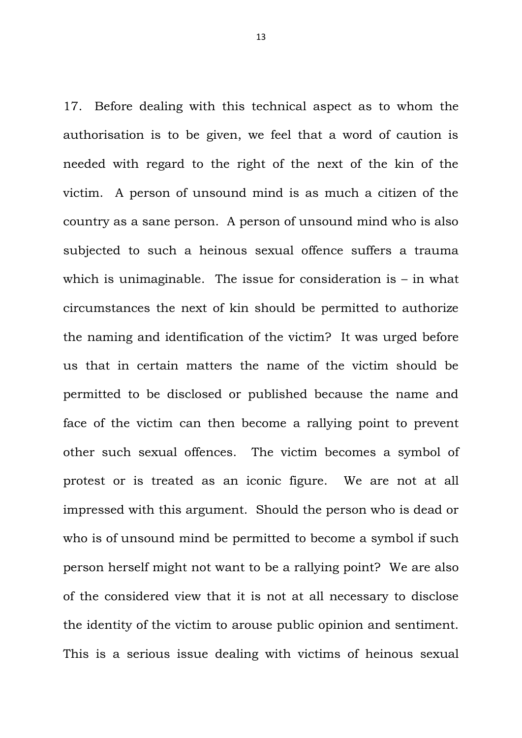17. Before dealing with this technical aspect as to whom the authorisation is to be given, we feel that a word of caution is needed with regard to the right of the next of the kin of the victim. A person of unsound mind is as much a citizen of the country as a sane person. A person of unsound mind who is also subjected to such a heinous sexual offence suffers a trauma which is unimaginable. The issue for consideration is – in what circumstances the next of kin should be permitted to authorize the naming and identification of the victim? It was urged before us that in certain matters the name of the victim should be permitted to be disclosed or published because the name and face of the victim can then become a rallying point to prevent other such sexual offences. The victim becomes a symbol of protest or is treated as an iconic figure. We are not at all impressed with this argument. Should the person who is dead or who is of unsound mind be permitted to become a symbol if such person herself might not want to be a rallying point? We are also of the considered view that it is not at all necessary to disclose the identity of the victim to arouse public opinion and sentiment. This is a serious issue dealing with victims of heinous sexual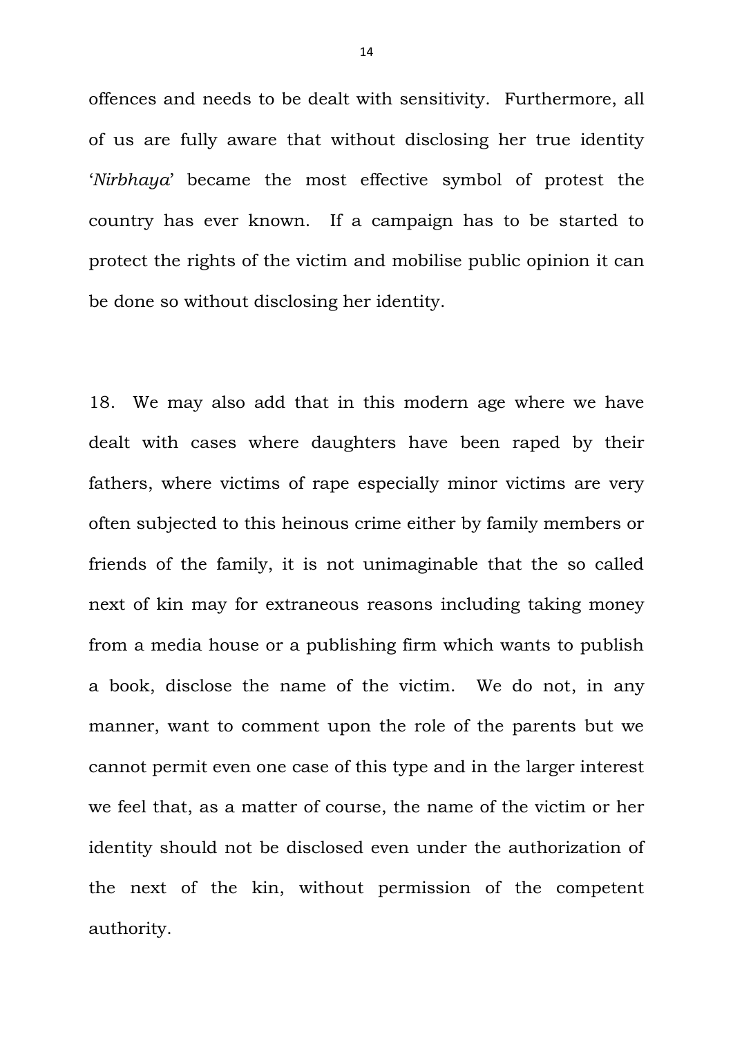offences and needs to be dealt with sensitivity. Furthermore, all of us are fully aware that without disclosing her true identity '*Nirbhaya*' became the most effective symbol of protest the country has ever known. If a campaign has to be started to protect the rights of the victim and mobilise public opinion it can be done so without disclosing her identity.

18. We may also add that in this modern age where we have dealt with cases where daughters have been raped by their fathers, where victims of rape especially minor victims are very often subjected to this heinous crime either by family members or friends of the family, it is not unimaginable that the so called next of kin may for extraneous reasons including taking money from a media house or a publishing firm which wants to publish a book, disclose the name of the victim. We do not, in any manner, want to comment upon the role of the parents but we cannot permit even one case of this type and in the larger interest we feel that, as a matter of course, the name of the victim or her identity should not be disclosed even under the authorization of the next of the kin, without permission of the competent authority.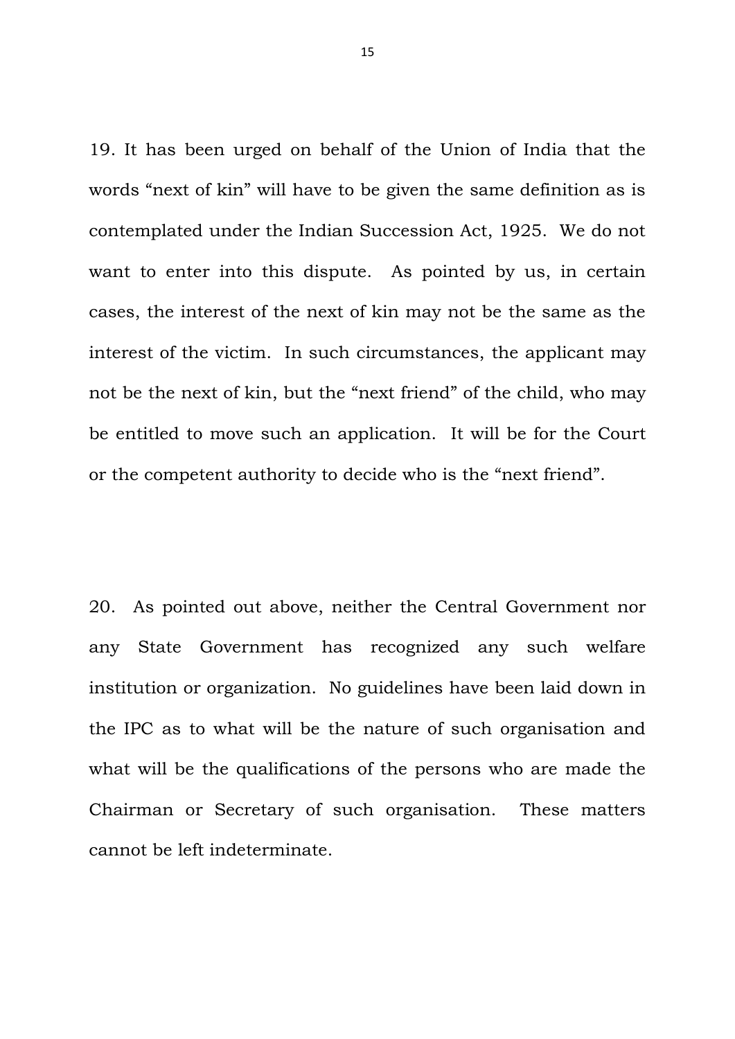19. It has been urged on behalf of the Union of India that the words "next of kin" will have to be given the same definition as is contemplated under the Indian Succession Act, 1925. We do not want to enter into this dispute. As pointed by us, in certain cases, the interest of the next of kin may not be the same as the interest of the victim. In such circumstances, the applicant may not be the next of kin, but the "next friend" of the child, who may be entitled to move such an application. It will be for the Court or the competent authority to decide who is the "next friend".

20. As pointed out above, neither the Central Government nor any State Government has recognized any such welfare institution or organization. No guidelines have been laid down in the IPC as to what will be the nature of such organisation and what will be the qualifications of the persons who are made the Chairman or Secretary of such organisation. These matters cannot be left indeterminate.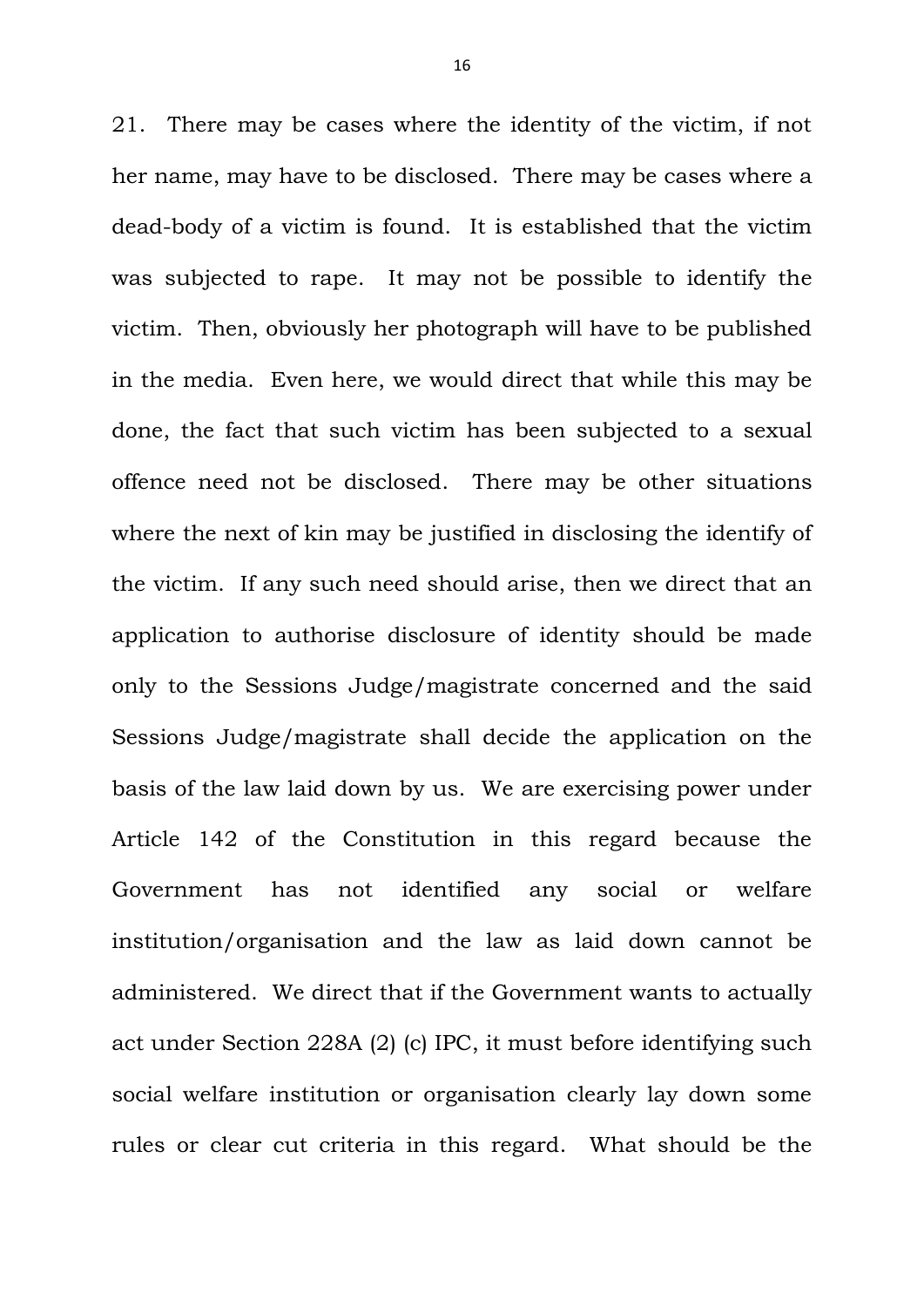21. There may be cases where the identity of the victim, if not her name, may have to be disclosed. There may be cases where a dead-body of a victim is found. It is established that the victim was subjected to rape. It may not be possible to identify the victim. Then, obviously her photograph will have to be published in the media. Even here, we would direct that while this may be done, the fact that such victim has been subjected to a sexual offence need not be disclosed. There may be other situations where the next of kin may be justified in disclosing the identify of the victim. If any such need should arise, then we direct that an application to authorise disclosure of identity should be made only to the Sessions Judge/magistrate concerned and the said Sessions Judge/magistrate shall decide the application on the basis of the law laid down by us. We are exercising power under Article 142 of the Constitution in this regard because the Government has not identified any social or welfare institution/organisation and the law as laid down cannot be administered. We direct that if the Government wants to actually act under Section 228A (2) (c) IPC, it must before identifying such social welfare institution or organisation clearly lay down some rules or clear cut criteria in this regard. What should be the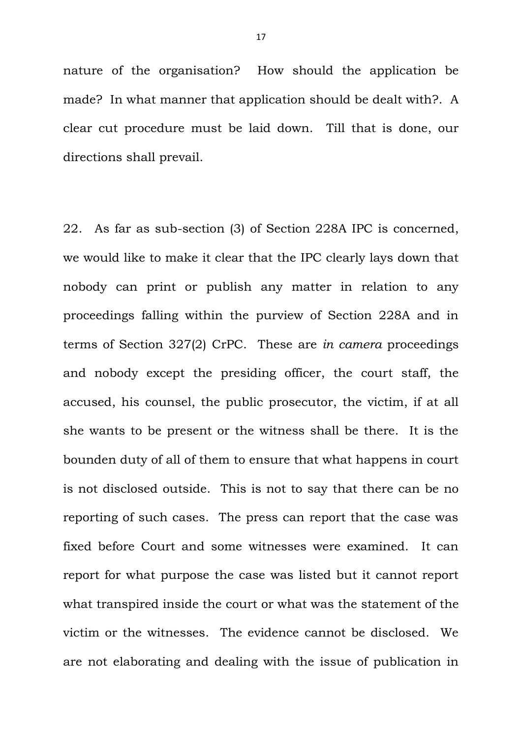nature of the organisation? How should the application be made? In what manner that application should be dealt with?. A clear cut procedure must be laid down. Till that is done, our directions shall prevail.

22. As far as sub-section (3) of Section 228A IPC is concerned, we would like to make it clear that the IPC clearly lays down that nobody can print or publish any matter in relation to any proceedings falling within the purview of Section 228A and in terms of Section 327(2) CrPC. These are *in camera* proceedings and nobody except the presiding officer, the court staff, the accused, his counsel, the public prosecutor, the victim, if at all she wants to be present or the witness shall be there. It is the bounden duty of all of them to ensure that what happens in court is not disclosed outside. This is not to say that there can be no reporting of such cases. The press can report that the case was fixed before Court and some witnesses were examined. It can report for what purpose the case was listed but it cannot report what transpired inside the court or what was the statement of the victim or the witnesses. The evidence cannot be disclosed. We are not elaborating and dealing with the issue of publication in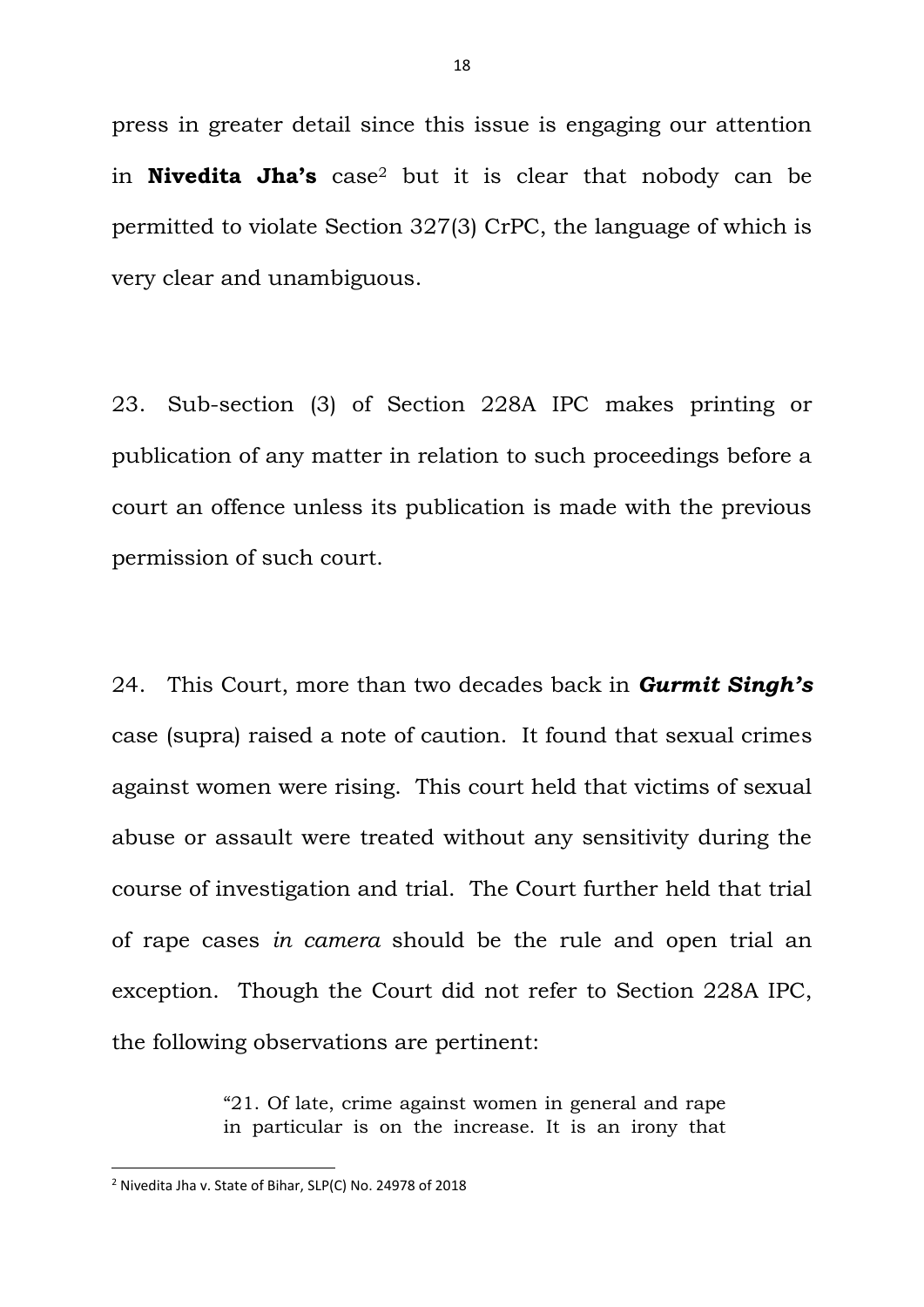press in greater detail since this issue is engaging our attention in **Nivedita Jha's** case[2] but it is clear that nobody can be permitted to violate Section 327(3) CrPC, the language of which is very clear and unambiguous.

23. Sub-section (3) of Section 228A IPC makes printing or publication of any matter in relation to such proceedings before a court an offence unless its publication is made with the previous permission of such court.

24. This Court, more than two decades back in ***Gurmit Singh's*** case (supra) raised a note of caution. It found that sexual crimes against women were rising. This court held that victims of sexual abuse or assault were treated without any sensitivity during the course of investigation and trial. The Court further held that trial of rape cases *in camera* should be the rule and open trial an exception. Though the Court did not refer to Section 228A IPC, the following observations are pertinent:

> "21. Of late, crime against women in general and rape in particular is on the increase. It is an irony that

[2] Nivedita Jha v. State of Bihar, SLP(C) No. 24978 of 2018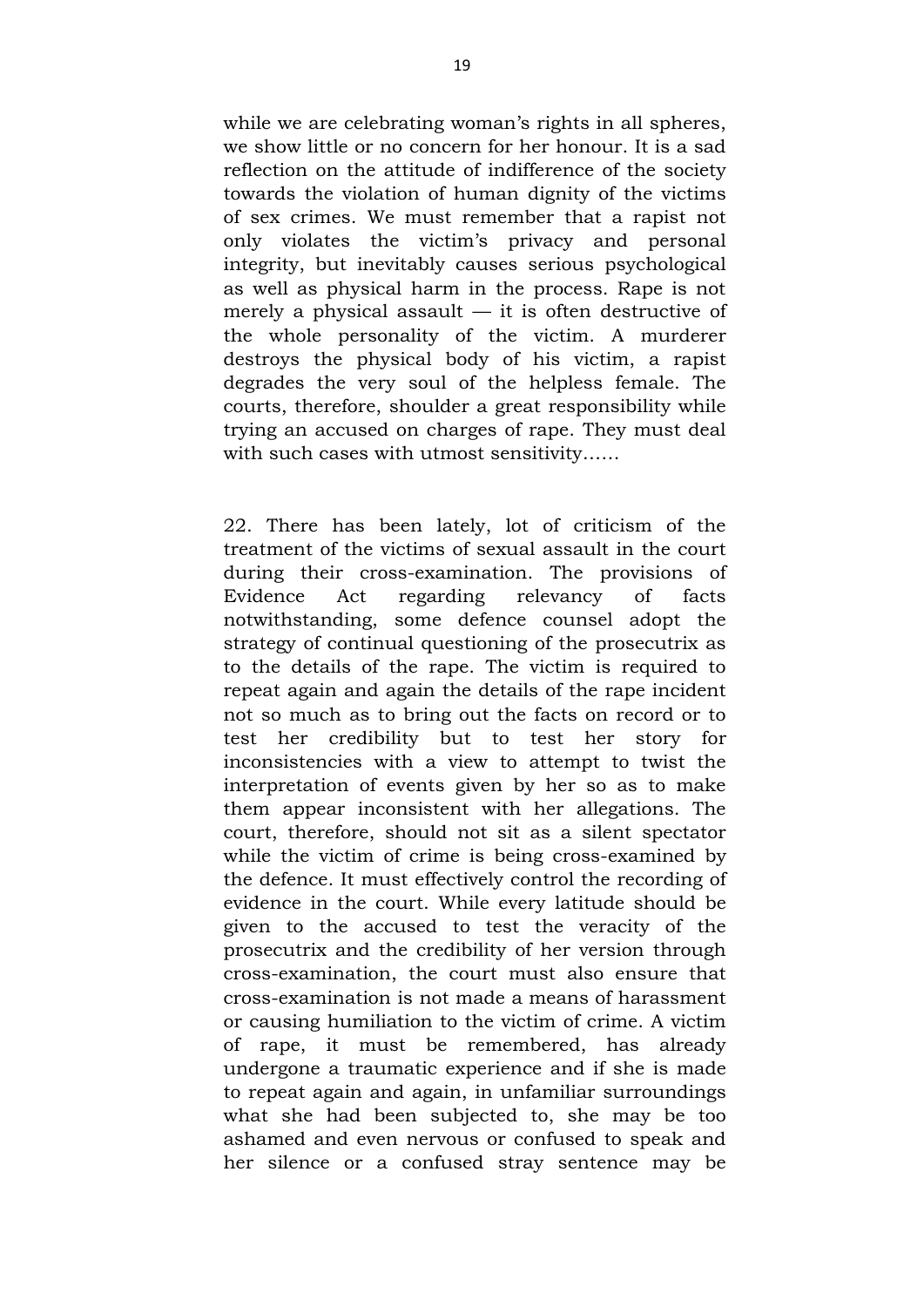while we are celebrating woman's rights in all spheres, we show little or no concern for her honour. It is a sad reflection on the attitude of indifference of the society towards the violation of human dignity of the victims of sex crimes. We must remember that a rapist not only violates the victim's privacy and personal integrity, but inevitably causes serious psychological as well as physical harm in the process. Rape is not merely a physical assault — it is often destructive of the whole personality of the victim. A murderer destroys the physical body of his victim, a rapist degrades the very soul of the helpless female. The courts, therefore, shoulder a great responsibility while trying an accused on charges of rape. They must deal with such cases with utmost sensitivity……

22. There has been lately, lot of criticism of the treatment of the victims of sexual assault in the court during their cross-examination. The provisions of Evidence Act regarding relevancy of facts notwithstanding, some defence counsel adopt the strategy of continual questioning of the prosecutrix as to the details of the rape. The victim is required to repeat again and again the details of the rape incident not so much as to bring out the facts on record or to test her credibility but to test her story for inconsistencies with a view to attempt to twist the interpretation of events given by her so as to make them appear inconsistent with her allegations. The court, therefore, should not sit as a silent spectator while the victim of crime is being cross-examined by the defence. It must effectively control the recording of evidence in the court. While every latitude should be given to the accused to test the veracity of the prosecutrix and the credibility of her version through cross-examination, the court must also ensure that cross-examination is not made a means of harassment or causing humiliation to the victim of crime. A victim of rape, it must be remembered, has already undergone a traumatic experience and if she is made to repeat again and again, in unfamiliar surroundings what she had been subjected to, she may be too ashamed and even nervous or confused to speak and her silence or a confused stray sentence may be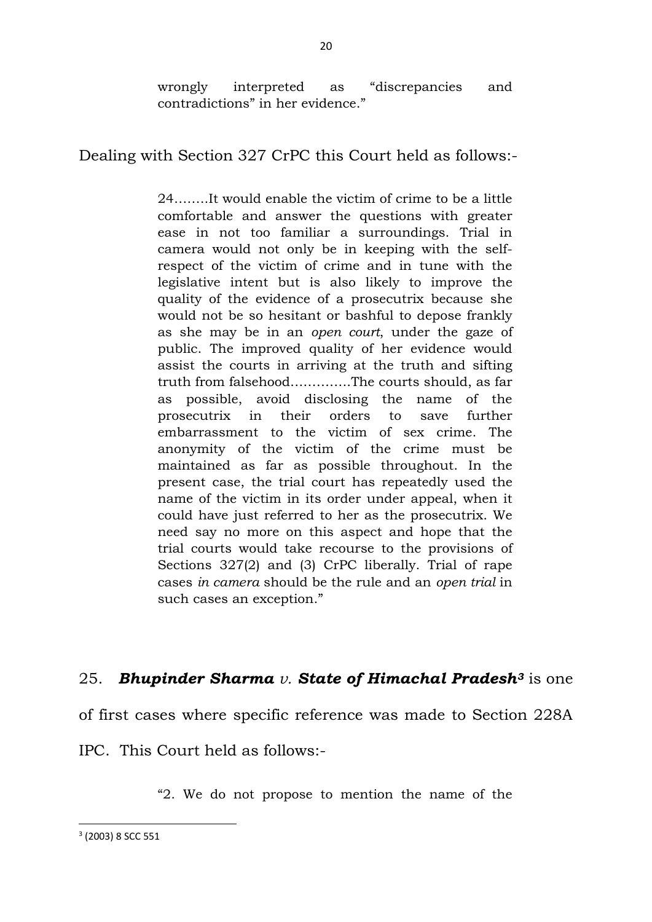> wrongly interpreted as "discrepancies and contradictions" in her evidence."

Dealing with Section 327 CrPC this Court held as follows:-

> 24……..It would enable the victim of crime to be a little comfortable and answer the questions with greater ease in not too familiar a surroundings. Trial in camera would not only be in keeping with the self-respect of the victim of crime and in tune with the legislative intent but is also likely to improve the quality of the evidence of a prosecutrix because she would not be so hesitant or bashful to depose frankly as she may be in an *open court*, under the gaze of public. The improved quality of her evidence would assist the courts in arriving at the truth and sifting truth from falsehood………….The courts should, as far as possible, avoid disclosing the name of the prosecutrix in their orders to save further embarrassment to the victim of sex crime. The anonymity of the victim of the crime must be maintained as far as possible throughout. In the present case, the trial court has repeatedly used the name of the victim in its order under appeal, when it could have just referred to her as the prosecutrix. We need say no more on this aspect and hope that the trial courts would take recourse to the provisions of Sections 327(2) and (3) CrPC liberally. Trial of rape cases *in camera* should be the rule and an *open trial* in such cases an exception."

25. ***Bhupinder Sharma*** *v.* ***State of Himachal Pradesh***[3] is one of first cases where specific reference was made to Section 228A IPC. This Court held as follows:-

> "2. We do not propose to mention the name of the

[3] (2003) 8 SCC 551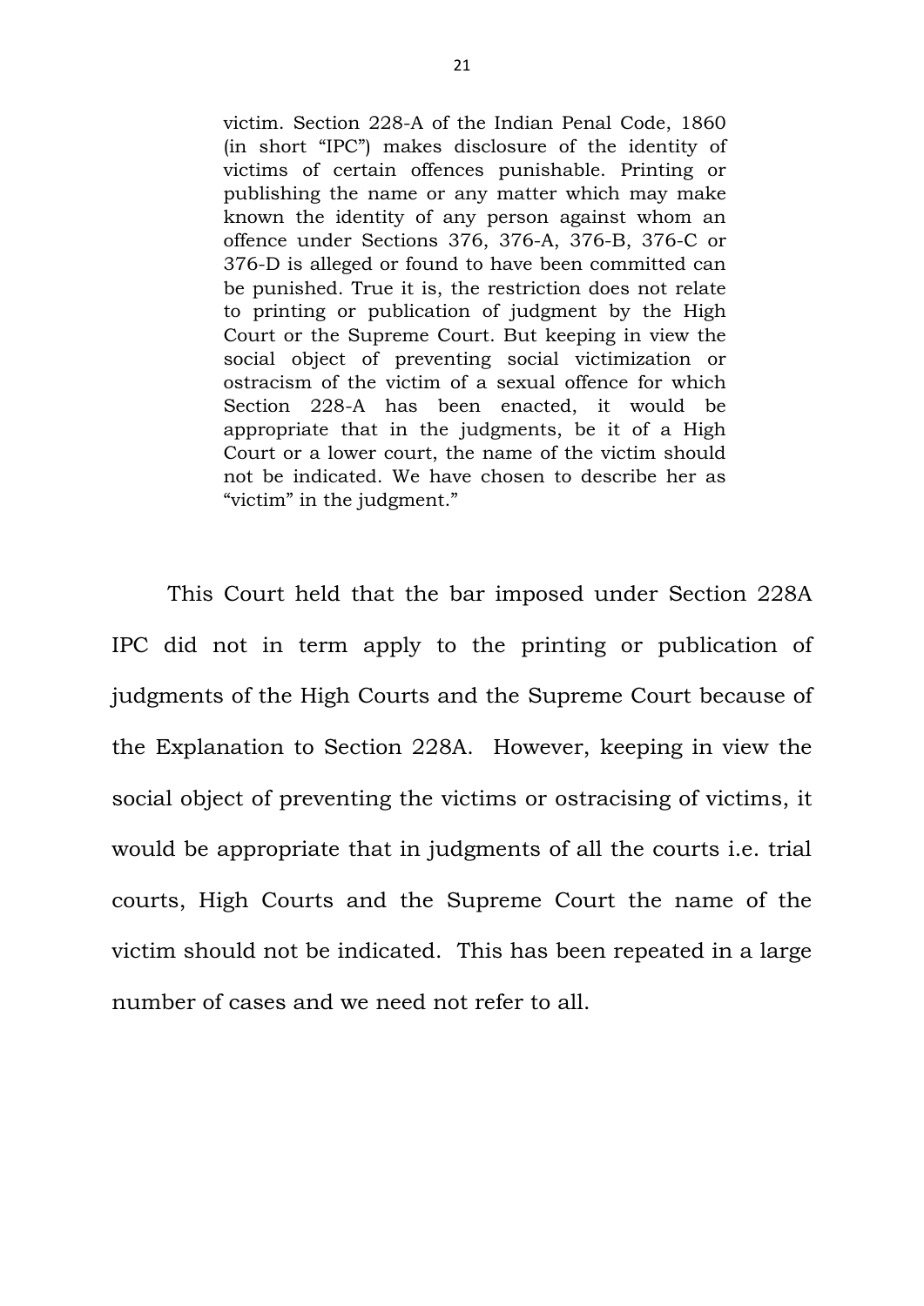> victim. Section 228-A of the Indian Penal Code, 1860 (in short "IPC") makes disclosure of the identity of victims of certain offences punishable. Printing or publishing the name or any matter which may make known the identity of any person against whom an offence under Sections 376, 376-A, 376-B, 376-C or 376-D is alleged or found to have been committed can be punished. True it is, the restriction does not relate to printing or publication of judgment by the High Court or the Supreme Court. But keeping in view the social object of preventing social victimization or ostracism of the victim of a sexual offence for which Section 228-A has been enacted, it would be appropriate that in the judgments, be it of a High Court or a lower court, the name of the victim should not be indicated. We have chosen to describe her as "victim" in the judgment."

This Court held that the bar imposed under Section 228A IPC did not in term apply to the printing or publication of judgments of the High Courts and the Supreme Court because of the Explanation to Section 228A. However, keeping in view the social object of preventing the victims or ostracising of victims, it would be appropriate that in judgments of all the courts i.e. trial courts, High Courts and the Supreme Court the name of the victim should not be indicated. This has been repeated in a large number of cases and we need not refer to all.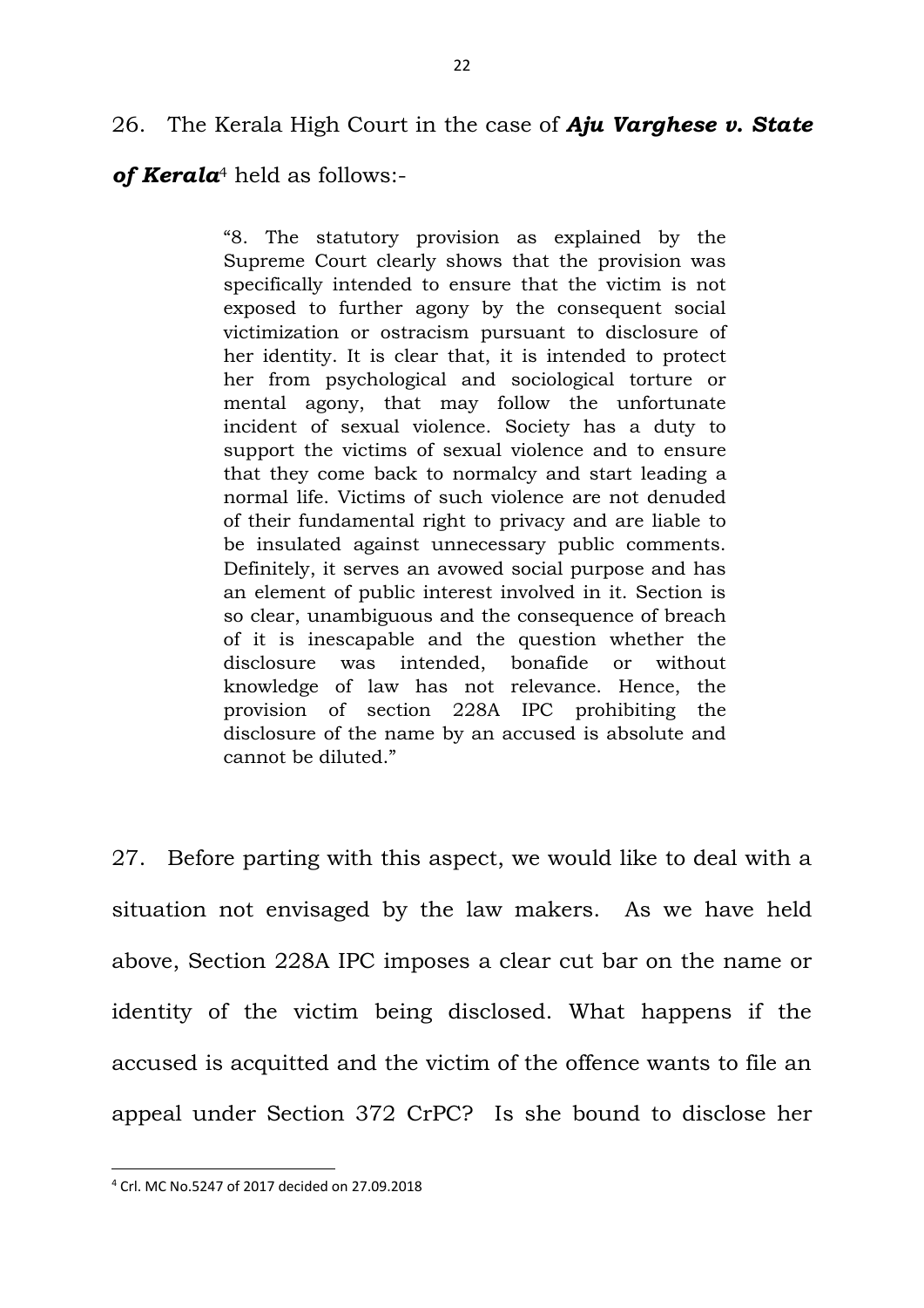26. The Kerala High Court in the case of ***Aju Varghese v. State of Kerala***[4] held as follows:-

> "8. The statutory provision as explained by the Supreme Court clearly shows that the provision was specifically intended to ensure that the victim is not exposed to further agony by the consequent social victimization or ostracism pursuant to disclosure of her identity. It is clear that, it is intended to protect her from psychological and sociological torture or mental agony, that may follow the unfortunate incident of sexual violence. Society has a duty to support the victims of sexual violence and to ensure that they come back to normalcy and start leading a normal life. Victims of such violence are not denuded of their fundamental right to privacy and are liable to be insulated against unnecessary public comments. Definitely, it serves an avowed social purpose and has an element of public interest involved in it. Section is so clear, unambiguous and the consequence of breach of it is inescapable and the question whether the disclosure was intended, bonafide or without knowledge of law has not relevance. Hence, the provision of section 228A IPC prohibiting the disclosure of the name by an accused is absolute and cannot be diluted."

27. Before parting with this aspect, we would like to deal with a situation not envisaged by the law makers. As we have held above, Section 228A IPC imposes a clear cut bar on the name or identity of the victim being disclosed. What happens if the accused is acquitted and the victim of the offence wants to file an appeal under Section 372 CrPC? Is she bound to disclose her

---

[4] Crl. MC No.5247 of 2017 decided on 27.09.2018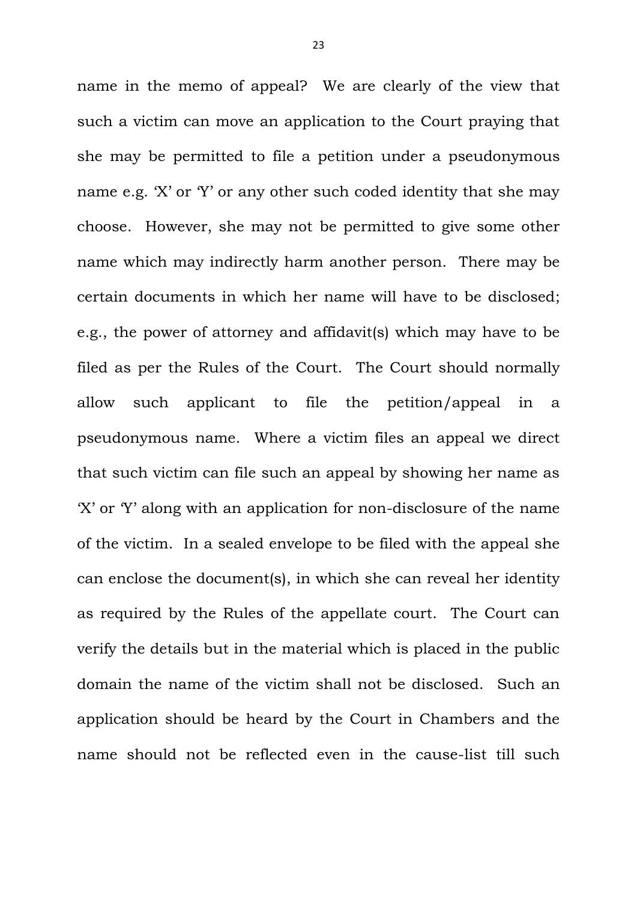name in the memo of appeal? We are clearly of the view that such a victim can move an application to the Court praying that she may be permitted to file a petition under a pseudonymous name e.g. 'X' or 'Y' or any other such coded identity that she may choose. However, she may not be permitted to give some other name which may indirectly harm another person. There may be certain documents in which her name will have to be disclosed; e.g., the power of attorney and affidavit(s) which may have to be filed as per the Rules of the Court. The Court should normally allow such applicant to file the petition/appeal in a pseudonymous name. Where a victim files an appeal we direct that such victim can file such an appeal by showing her name as 'X' or 'Y' along with an application for non-disclosure of the name of the victim. In a sealed envelope to be filed with the appeal she can enclose the document(s), in which she can reveal her identity as required by the Rules of the appellate court. The Court can verify the details but in the material which is placed in the public domain the name of the victim shall not be disclosed. Such an application should be heard by the Court in Chambers and the name should not be reflected even in the cause-list till such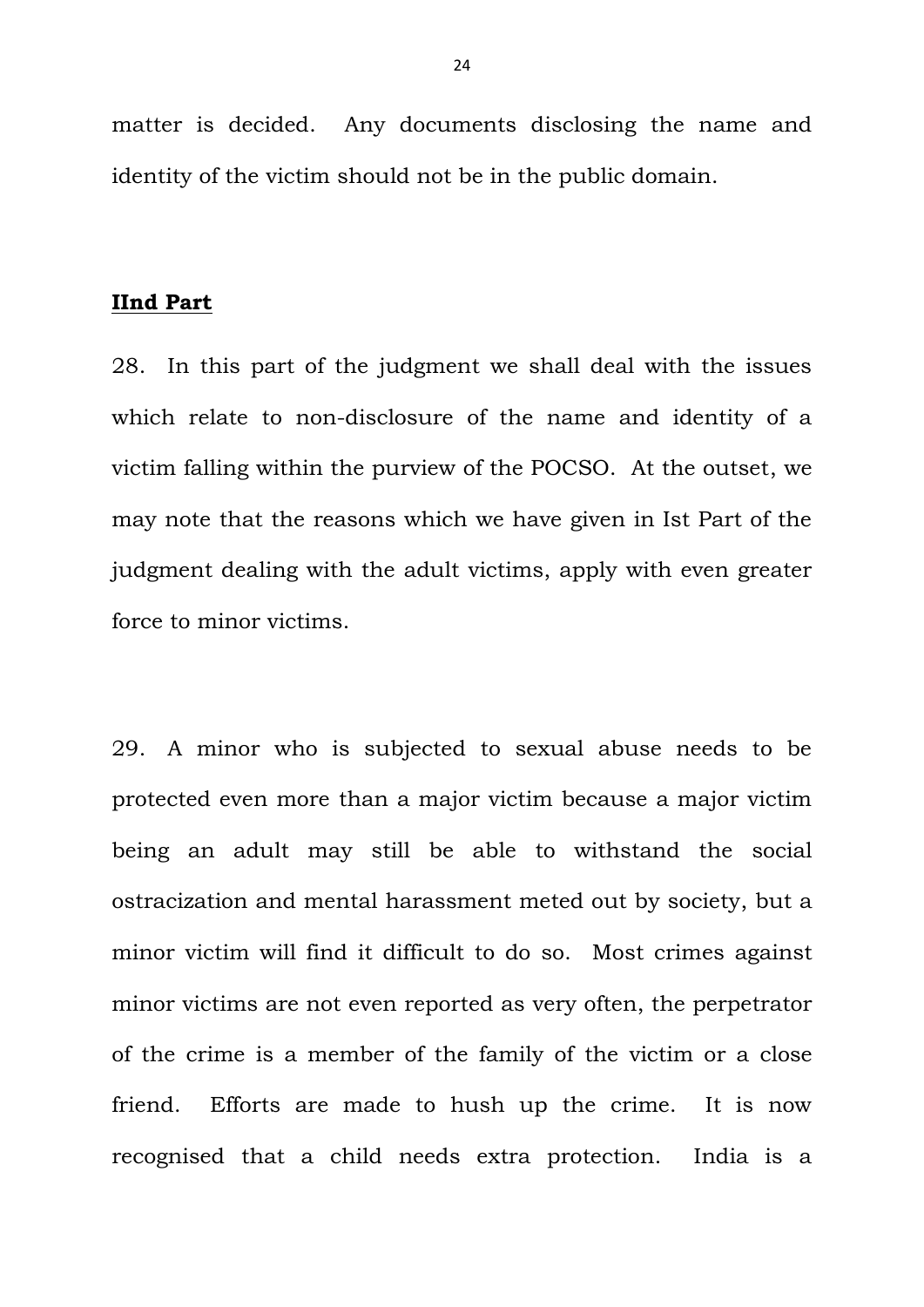matter is decided. Any documents disclosing the name and identity of the victim should not be in the public domain.

**IInd Part**

28. In this part of the judgment we shall deal with the issues which relate to non-disclosure of the name and identity of a victim falling within the purview of the POCSO. At the outset, we may note that the reasons which we have given in Ist Part of the judgment dealing with the adult victims, apply with even greater force to minor victims.

29. A minor who is subjected to sexual abuse needs to be protected even more than a major victim because a major victim being an adult may still be able to withstand the social ostracization and mental harassment meted out by society, but a minor victim will find it difficult to do so. Most crimes against minor victims are not even reported as very often, the perpetrator of the crime is a member of the family of the victim or a close friend. Efforts are made to hush up the crime. It is now recognised that a child needs extra protection. India is a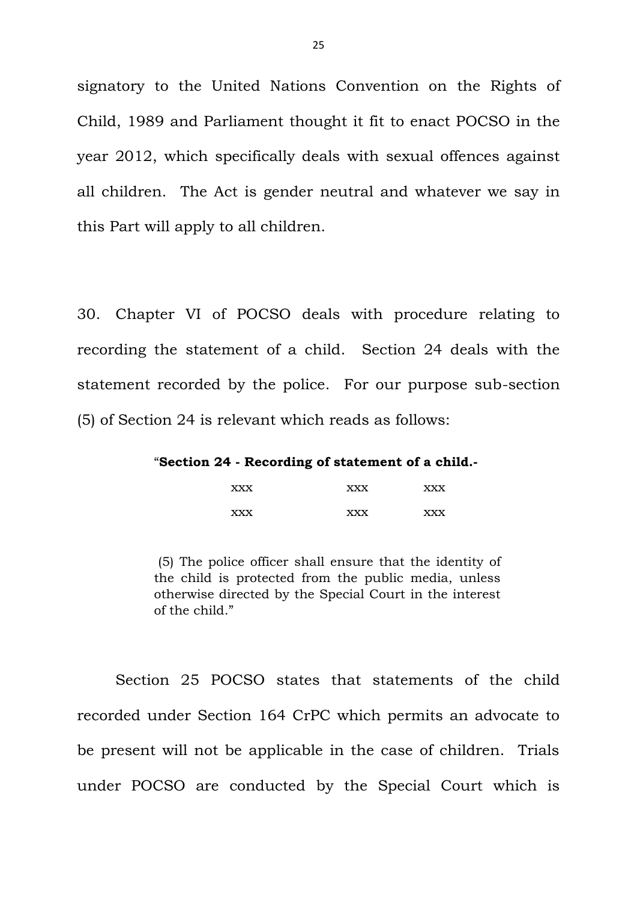signatory to the United Nations Convention on the Rights of Child, 1989 and Parliament thought it fit to enact POCSO in the year 2012, which specifically deals with sexual offences against all children. The Act is gender neutral and whatever we say in this Part will apply to all children.

30. Chapter VI of POCSO deals with procedure relating to recording the statement of a child. Section 24 deals with the statement recorded by the police. For our purpose sub-section (5) of Section 24 is relevant which reads as follows:

> "**Section 24 - Recording of statement of a child.-**
>
> xxx xxx xxx
>
> xxx xxx xxx
>
> (5) The police officer shall ensure that the identity of the child is protected from the public media, unless otherwise directed by the Special Court in the interest of the child."

Section 25 POCSO states that statements of the child recorded under Section 164 CrPC which permits an advocate to be present will not be applicable in the case of children. Trials under POCSO are conducted by the Special Court which is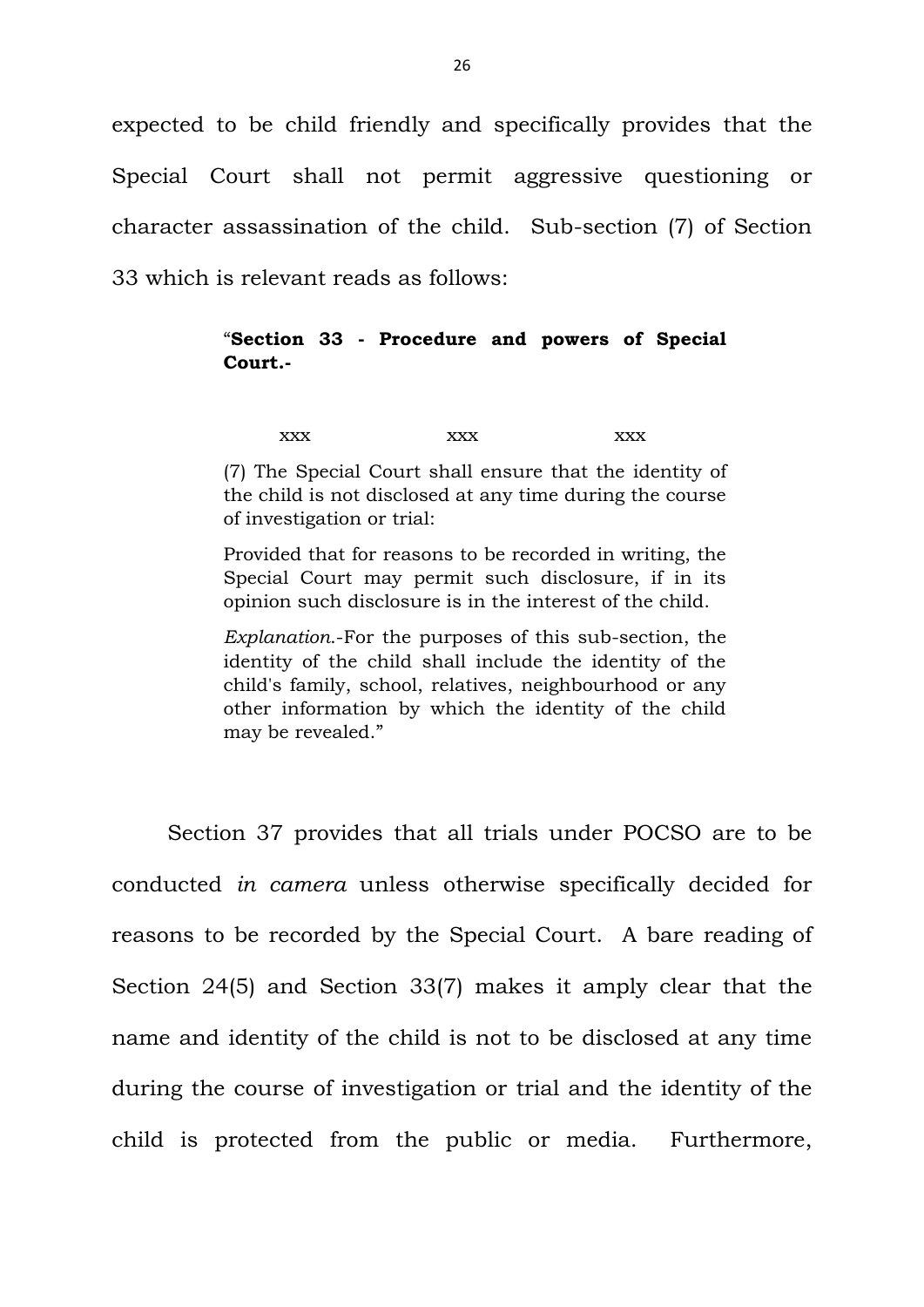expected to be child friendly and specifically provides that the Special Court shall not permit aggressive questioning or character assassination of the child. Sub-section (7) of Section 33 which is relevant reads as follows:

> "**Section 33 - Procedure and powers of Special Court.-**
>
> xxx xxx xxx
>
> (7) The Special Court shall ensure that the identity of the child is not disclosed at any time during the course of investigation or trial:
>
> Provided that for reasons to be recorded in writing, the Special Court may permit such disclosure, if in its opinion such disclosure is in the interest of the child.
>
> *Explanation.*-For the purposes of this sub-section, the identity of the child shall include the identity of the child's family, school, relatives, neighbourhood or any other information by which the identity of the child may be revealed."

Section 37 provides that all trials under POCSO are to be conducted *in camera* unless otherwise specifically decided for reasons to be recorded by the Special Court. A bare reading of Section 24(5) and Section 33(7) makes it amply clear that the name and identity of the child is not to be disclosed at any time during the course of investigation or trial and the identity of the child is protected from the public or media. Furthermore,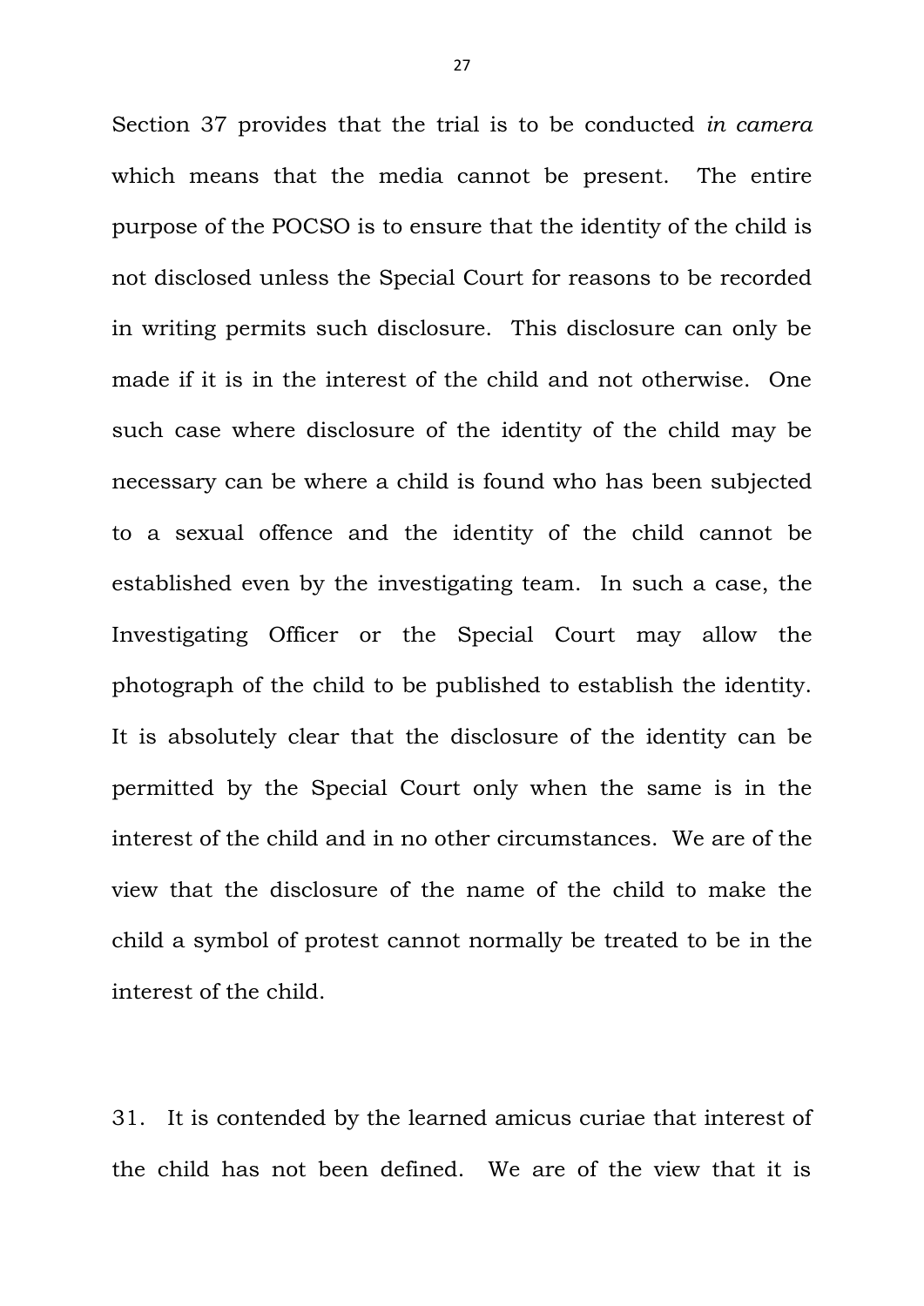Section 37 provides that the trial is to be conducted *in camera* which means that the media cannot be present. The entire purpose of the POCSO is to ensure that the identity of the child is not disclosed unless the Special Court for reasons to be recorded in writing permits such disclosure. This disclosure can only be made if it is in the interest of the child and not otherwise. One such case where disclosure of the identity of the child may be necessary can be where a child is found who has been subjected to a sexual offence and the identity of the child cannot be established even by the investigating team. In such a case, the Investigating Officer or the Special Court may allow the photograph of the child to be published to establish the identity. It is absolutely clear that the disclosure of the identity can be permitted by the Special Court only when the same is in the interest of the child and in no other circumstances. We are of the view that the disclosure of the name of the child to make the child a symbol of protest cannot normally be treated to be in the interest of the child.

31. It is contended by the learned amicus curiae that interest of the child has not been defined. We are of the view that it is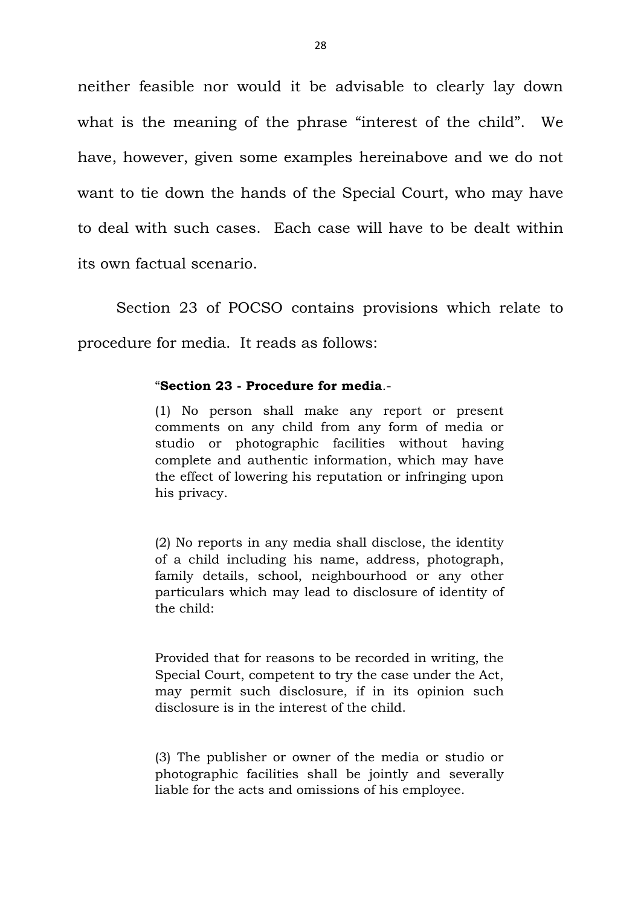neither feasible nor would it be advisable to clearly lay down what is the meaning of the phrase "interest of the child". We have, however, given some examples hereinabove and we do not want to tie down the hands of the Special Court, who may have to deal with such cases. Each case will have to be dealt within its own factual scenario.

Section 23 of POCSO contains provisions which relate to procedure for media. It reads as follows:

> "**Section 23 - Procedure for media**.-
>
> (1) No person shall make any report or present comments on any child from any form of media or studio or photographic facilities without having complete and authentic information, which may have the effect of lowering his reputation or infringing upon his privacy.
>
> (2) No reports in any media shall disclose, the identity of a child including his name, address, photograph, family details, school, neighbourhood or any other particulars which may lead to disclosure of identity of the child:
>
> Provided that for reasons to be recorded in writing, the Special Court, competent to try the case under the Act, may permit such disclosure, if in its opinion such disclosure is in the interest of the child.
>
> (3) The publisher or owner of the media or studio or photographic facilities shall be jointly and severally liable for the acts and omissions of his employee.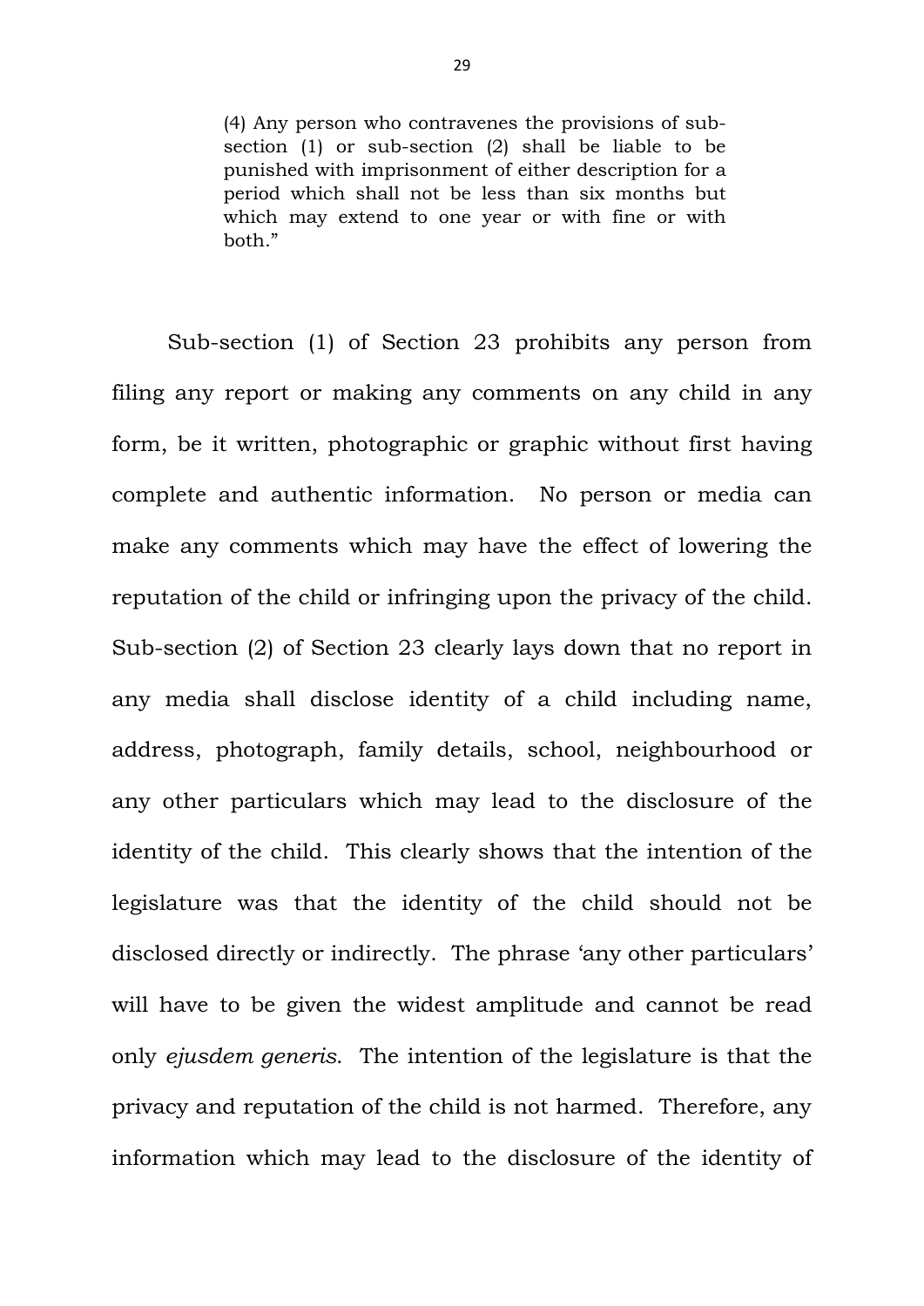> (4) Any person who contravenes the provisions of sub-section (1) or sub-section (2) shall be liable to be punished with imprisonment of either description for a period which shall not be less than six months but which may extend to one year or with fine or with both."

Sub-section (1) of Section 23 prohibits any person from filing any report or making any comments on any child in any form, be it written, photographic or graphic without first having complete and authentic information. No person or media can make any comments which may have the effect of lowering the reputation of the child or infringing upon the privacy of the child. Sub-section (2) of Section 23 clearly lays down that no report in any media shall disclose identity of a child including name, address, photograph, family details, school, neighbourhood or any other particulars which may lead to the disclosure of the identity of the child. This clearly shows that the intention of the legislature was that the identity of the child should not be disclosed directly or indirectly. The phrase 'any other particulars' will have to be given the widest amplitude and cannot be read only *ejusdem generis*. The intention of the legislature is that the privacy and reputation of the child is not harmed. Therefore, any information which may lead to the disclosure of the identity of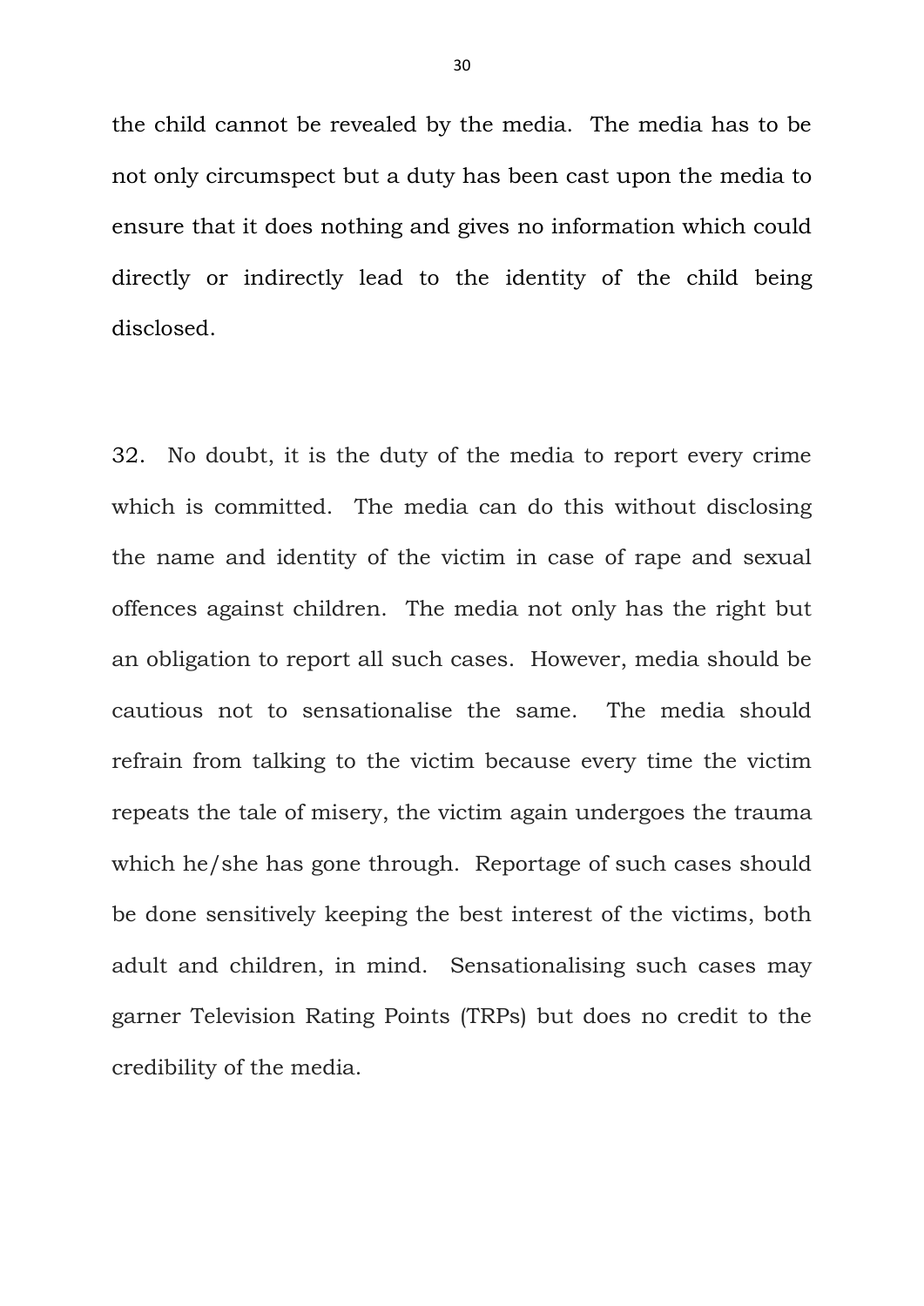the child cannot be revealed by the media. The media has to be not only circumspect but a duty has been cast upon the media to ensure that it does nothing and gives no information which could directly or indirectly lead to the identity of the child being disclosed.

32. No doubt, it is the duty of the media to report every crime which is committed. The media can do this without disclosing the name and identity of the victim in case of rape and sexual offences against children. The media not only has the right but an obligation to report all such cases. However, media should be cautious not to sensationalise the same. The media should refrain from talking to the victim because every time the victim repeats the tale of misery, the victim again undergoes the trauma which he/she has gone through. Reportage of such cases should be done sensitively keeping the best interest of the victims, both adult and children, in mind. Sensationalising such cases may garner Television Rating Points (TRPs) but does no credit to the credibility of the media.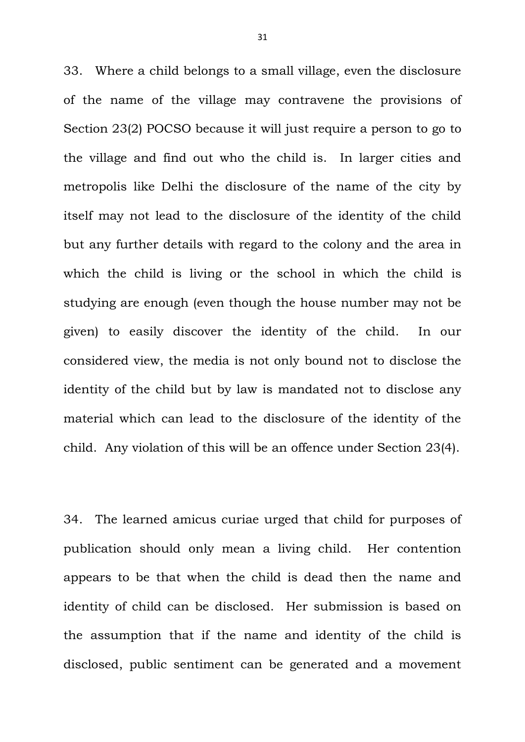33. Where a child belongs to a small village, even the disclosure of the name of the village may contravene the provisions of Section 23(2) POCSO because it will just require a person to go to the village and find out who the child is. In larger cities and metropolis like Delhi the disclosure of the name of the city by itself may not lead to the disclosure of the identity of the child but any further details with regard to the colony and the area in which the child is living or the school in which the child is studying are enough (even though the house number may not be given) to easily discover the identity of the child. In our considered view, the media is not only bound not to disclose the identity of the child but by law is mandated not to disclose any material which can lead to the disclosure of the identity of the child. Any violation of this will be an offence under Section 23(4).

34. The learned amicus curiae urged that child for purposes of publication should only mean a living child. Her contention appears to be that when the child is dead then the name and identity of child can be disclosed. Her submission is based on the assumption that if the name and identity of the child is disclosed, public sentiment can be generated and a movement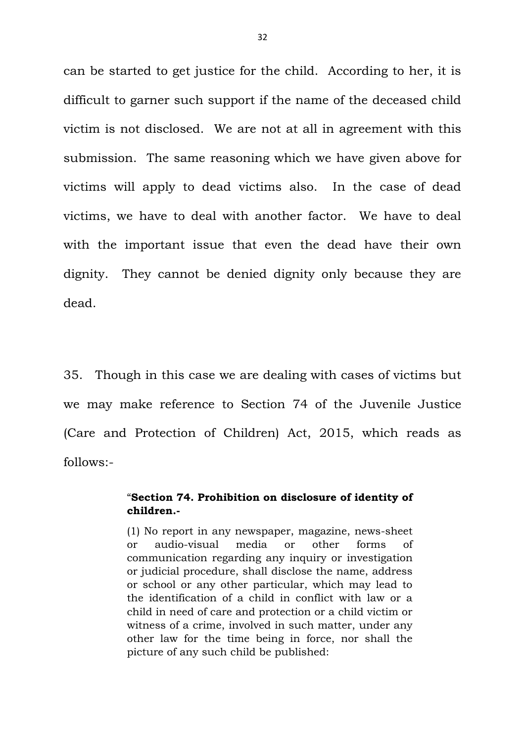can be started to get justice for the child. According to her, it is difficult to garner such support if the name of the deceased child victim is not disclosed. We are not at all in agreement with this submission. The same reasoning which we have given above for victims will apply to dead victims also. In the case of dead victims, we have to deal with another factor. We have to deal with the important issue that even the dead have their own dignity. They cannot be denied dignity only because they are dead.

35. Though in this case we are dealing with cases of victims but we may make reference to Section 74 of the Juvenile Justice (Care and Protection of Children) Act, 2015, which reads as follows:-

> "**Section 74. Prohibition on disclosure of identity of children.-**
>
> (1) No report in any newspaper, magazine, news-sheet or audio-visual media or other forms of communication regarding any inquiry or investigation or judicial procedure, shall disclose the name, address or school or any other particular, which may lead to the identification of a child in conflict with law or a child in need of care and protection or a child victim or witness of a crime, involved in such matter, under any other law for the time being in force, nor shall the picture of any such child be published: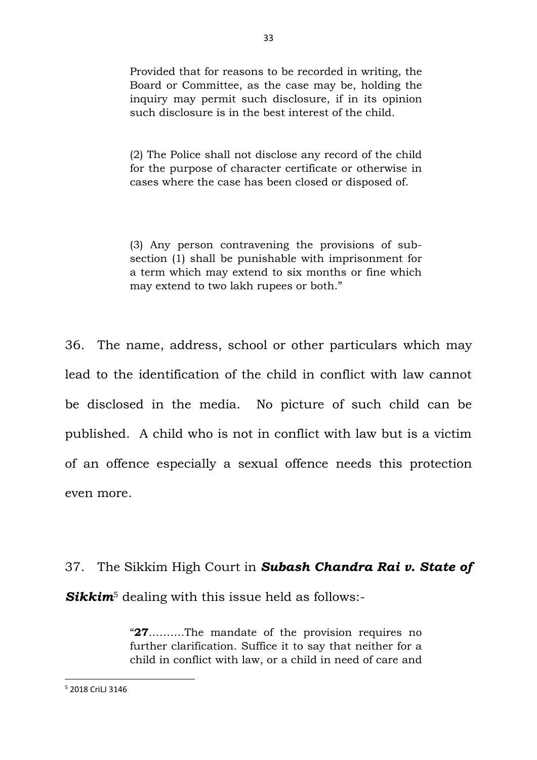> Provided that for reasons to be recorded in writing, the Board or Committee, as the case may be, holding the inquiry may permit such disclosure, if in its opinion such disclosure is in the best interest of the child.
>
> (2) The Police shall not disclose any record of the child for the purpose of character certificate or otherwise in cases where the case has been closed or disposed of.
>
> (3) Any person contravening the provisions of sub-section (1) shall be punishable with imprisonment for a term which may extend to six months or fine which may extend to two lakh rupees or both."

36. The name, address, school or other particulars which may lead to the identification of the child in conflict with law cannot be disclosed in the media. No picture of such child can be published. A child who is not in conflict with law but is a victim of an offence especially a sexual offence needs this protection even more.

37. The Sikkim High Court in ***Subash Chandra Rai v. State of Sikkim***[5] dealing with this issue held as follows:-

> "**27**..........The mandate of the provision requires no further clarification. Suffice it to say that neither for a child in conflict with law, or a child in need of care and

---

[5] 2018 CriLJ 3146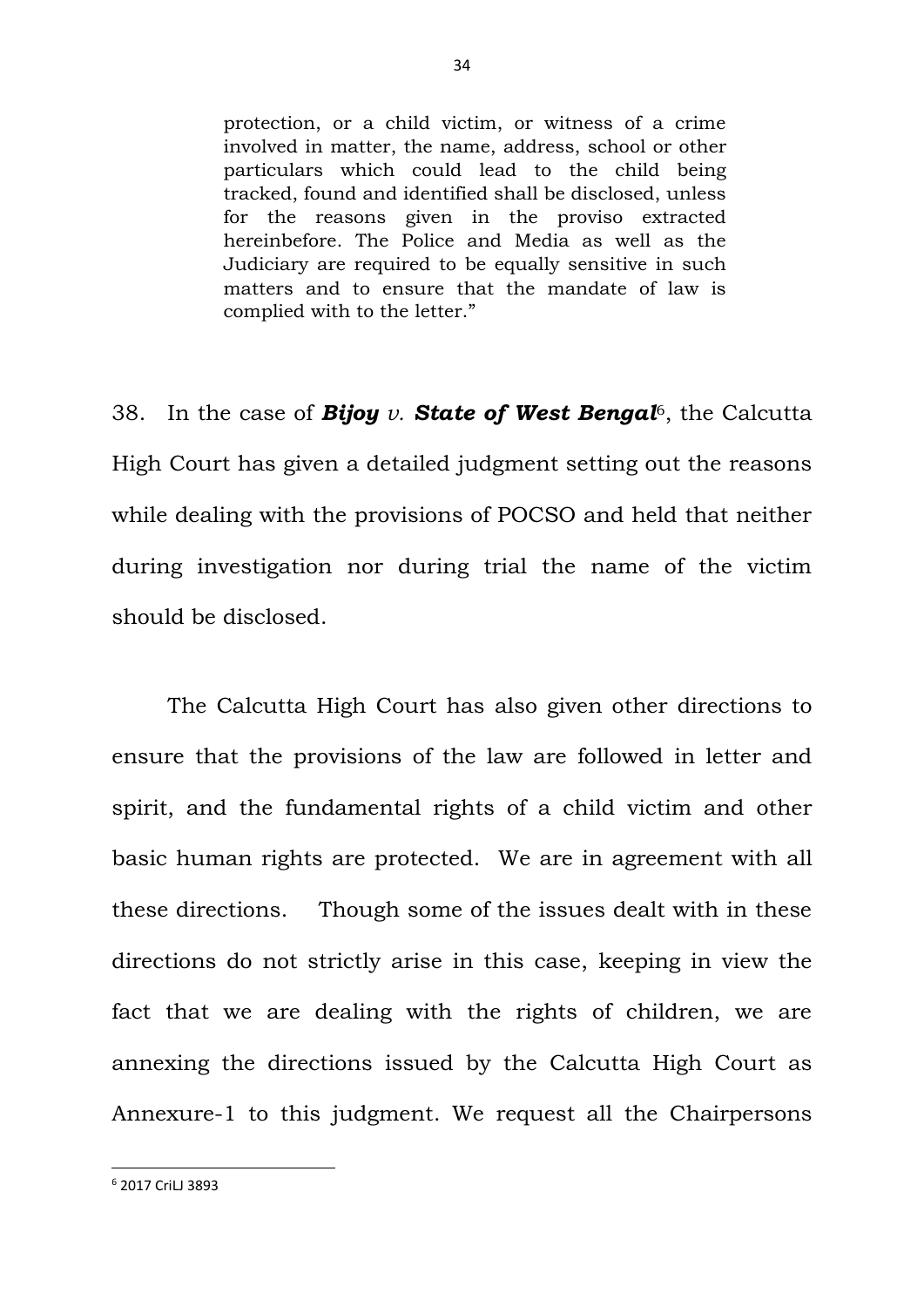> protection, or a child victim, or witness of a crime involved in matter, the name, address, school or other particulars which could lead to the child being tracked, found and identified shall be disclosed, unless for the reasons given in the proviso extracted hereinbefore. The Police and Media as well as the Judiciary are required to be equally sensitive in such matters and to ensure that the mandate of law is complied with to the letter."

38. In the case of ***Bijoy** v. **State of West Bengal***[6], the Calcutta High Court has given a detailed judgment setting out the reasons while dealing with the provisions of POCSO and held that neither during investigation nor during trial the name of the victim should be disclosed.

The Calcutta High Court has also given other directions to ensure that the provisions of the law are followed in letter and spirit, and the fundamental rights of a child victim and other basic human rights are protected. We are in agreement with all these directions. Though some of the issues dealt with in these directions do not strictly arise in this case, keeping in view the fact that we are dealing with the rights of children, we are annexing the directions issued by the Calcutta High Court as Annexure-1 to this judgment. We request all the Chairpersons

---

[6] 2017 CriLJ 3893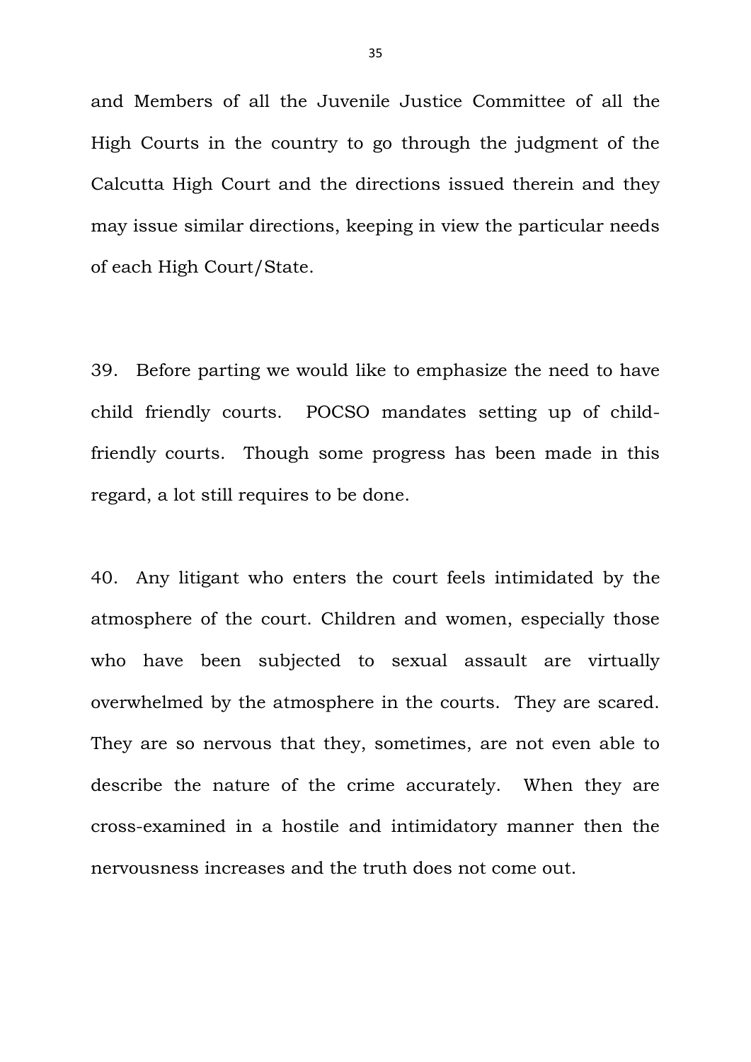and Members of all the Juvenile Justice Committee of all the High Courts in the country to go through the judgment of the Calcutta High Court and the directions issued therein and they may issue similar directions, keeping in view the particular needs of each High Court/State.

39. Before parting we would like to emphasize the need to have child friendly courts. POCSO mandates setting up of child-friendly courts. Though some progress has been made in this regard, a lot still requires to be done.

40. Any litigant who enters the court feels intimidated by the atmosphere of the court. Children and women, especially those who have been subjected to sexual assault are virtually overwhelmed by the atmosphere in the courts. They are scared. They are so nervous that they, sometimes, are not even able to describe the nature of the crime accurately. When they are cross-examined in a hostile and intimidatory manner then the nervousness increases and the truth does not come out.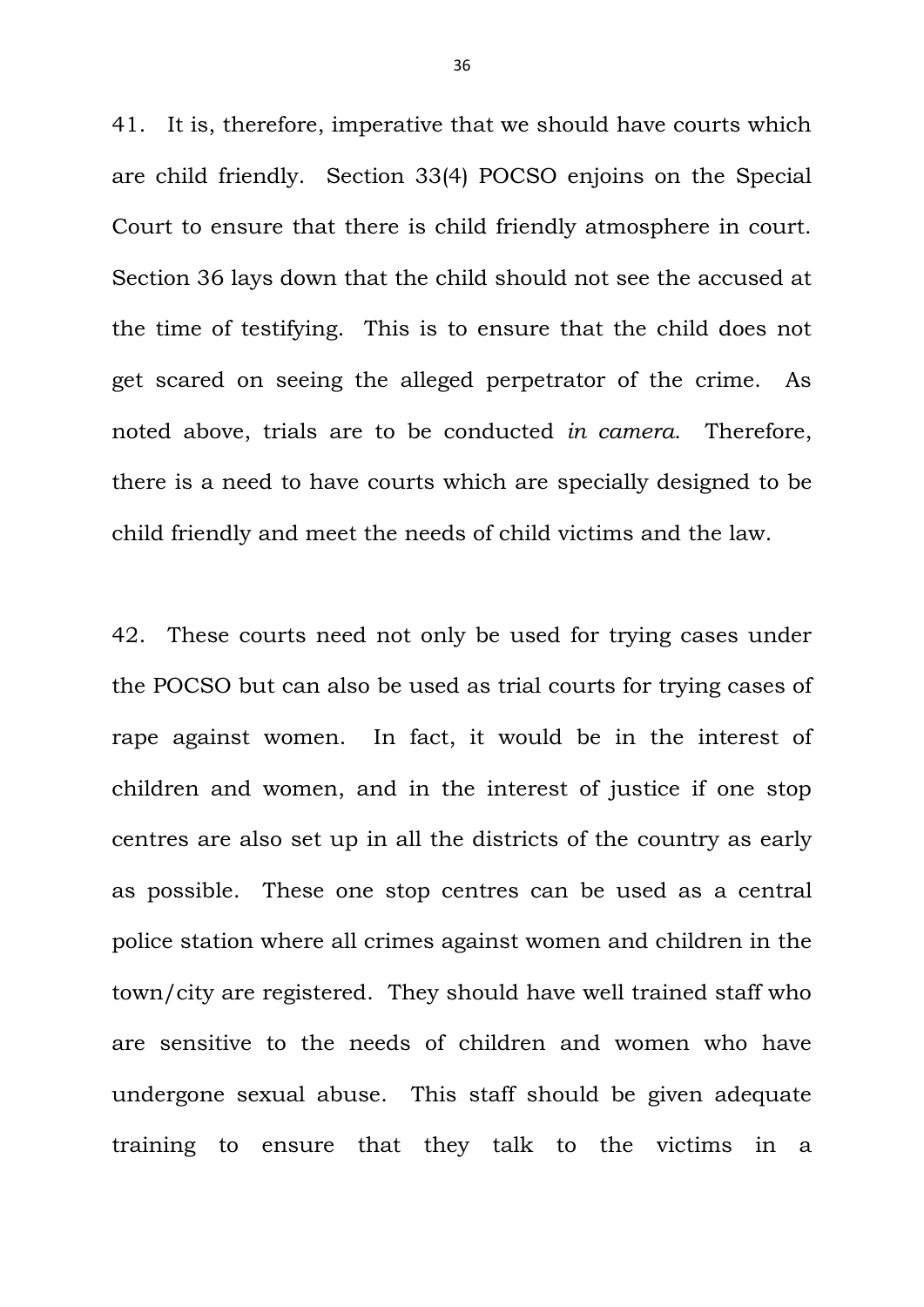41. It is, therefore, imperative that we should have courts which are child friendly. Section 33(4) POCSO enjoins on the Special Court to ensure that there is child friendly atmosphere in court. Section 36 lays down that the child should not see the accused at the time of testifying. This is to ensure that the child does not get scared on seeing the alleged perpetrator of the crime. As noted above, trials are to be conducted *in camera*. Therefore, there is a need to have courts which are specially designed to be child friendly and meet the needs of child victims and the law.

42. These courts need not only be used for trying cases under the POCSO but can also be used as trial courts for trying cases of rape against women. In fact, it would be in the interest of children and women, and in the interest of justice if one stop centres are also set up in all the districts of the country as early as possible. These one stop centres can be used as a central police station where all crimes against women and children in the town/city are registered. They should have well trained staff who are sensitive to the needs of children and women who have undergone sexual abuse. This staff should be given adequate training to ensure that they talk to the victims in a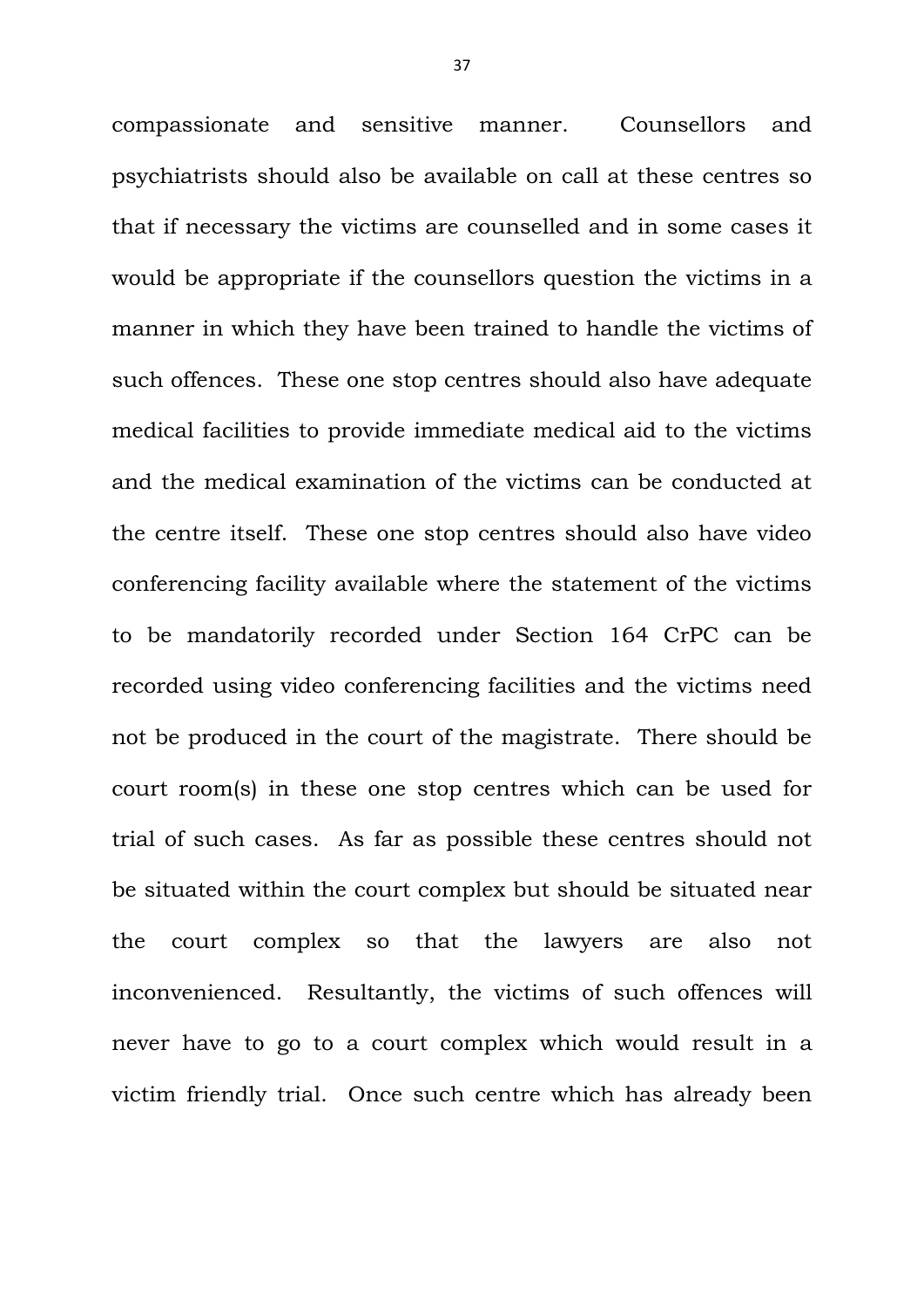compassionate and sensitive manner. Counsellors and psychiatrists should also be available on call at these centres so that if necessary the victims are counselled and in some cases it would be appropriate if the counsellors question the victims in a manner in which they have been trained to handle the victims of such offences. These one stop centres should also have adequate medical facilities to provide immediate medical aid to the victims and the medical examination of the victims can be conducted at the centre itself. These one stop centres should also have video conferencing facility available where the statement of the victims to be mandatorily recorded under Section 164 CrPC can be recorded using video conferencing facilities and the victims need not be produced in the court of the magistrate. There should be court room(s) in these one stop centres which can be used for trial of such cases. As far as possible these centres should not be situated within the court complex but should be situated near the court complex so that the lawyers are also not inconvenienced. Resultantly, the victims of such offences will never have to go to a court complex which would result in a victim friendly trial. Once such centre which has already been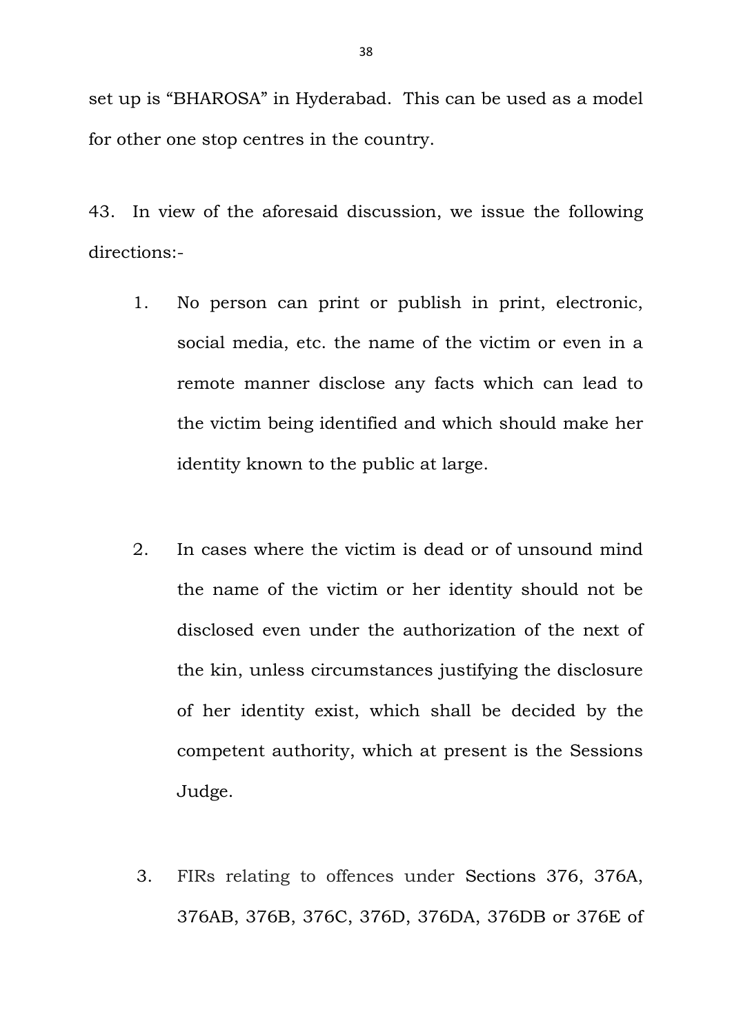set up is “BHAROSA” in Hyderabad. This can be used as a model for other one stop centres in the country.

43. In view of the aforesaid discussion, we issue the following directions:-

1. No person can print or publish in print, electronic, social media, etc. the name of the victim or even in a remote manner disclose any facts which can lead to the victim being identified and which should make her identity known to the public at large.

2. In cases where the victim is dead or of unsound mind the name of the victim or her identity should not be disclosed even under the authorization of the next of the kin, unless circumstances justifying the disclosure of her identity exist, which shall be decided by the competent authority, which at present is the Sessions Judge.

3. FIRs relating to offences under Sections 376, 376A, 376AB, 376B, 376C, 376D, 376DA, 376DB or 376E of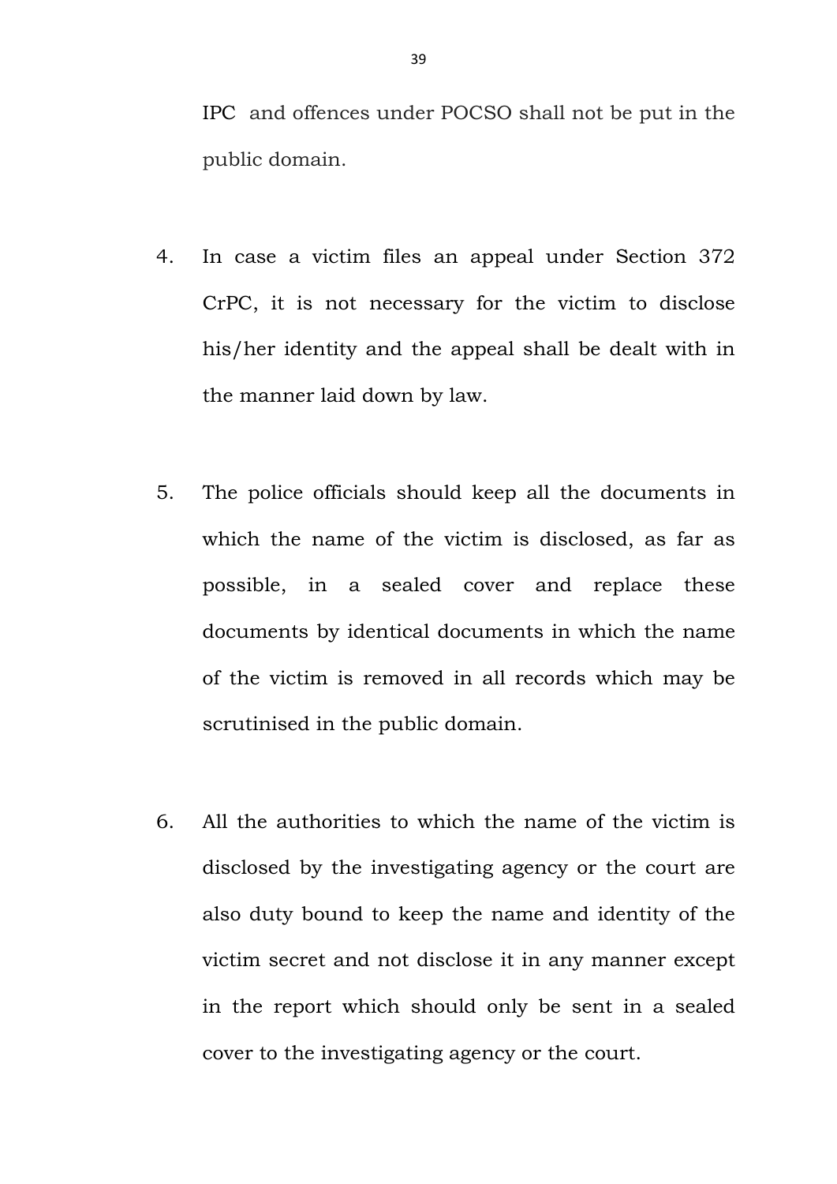IPC and offences under POCSO shall not be put in the public domain.

4. In case a victim files an appeal under Section 372 CrPC, it is not necessary for the victim to disclose his/her identity and the appeal shall be dealt with in the manner laid down by law.

5. The police officials should keep all the documents in which the name of the victim is disclosed, as far as possible, in a sealed cover and replace these documents by identical documents in which the name of the victim is removed in all records which may be scrutinised in the public domain.

6. All the authorities to which the name of the victim is disclosed by the investigating agency or the court are also duty bound to keep the name and identity of the victim secret and not disclose it in any manner except in the report which should only be sent in a sealed cover to the investigating agency or the court.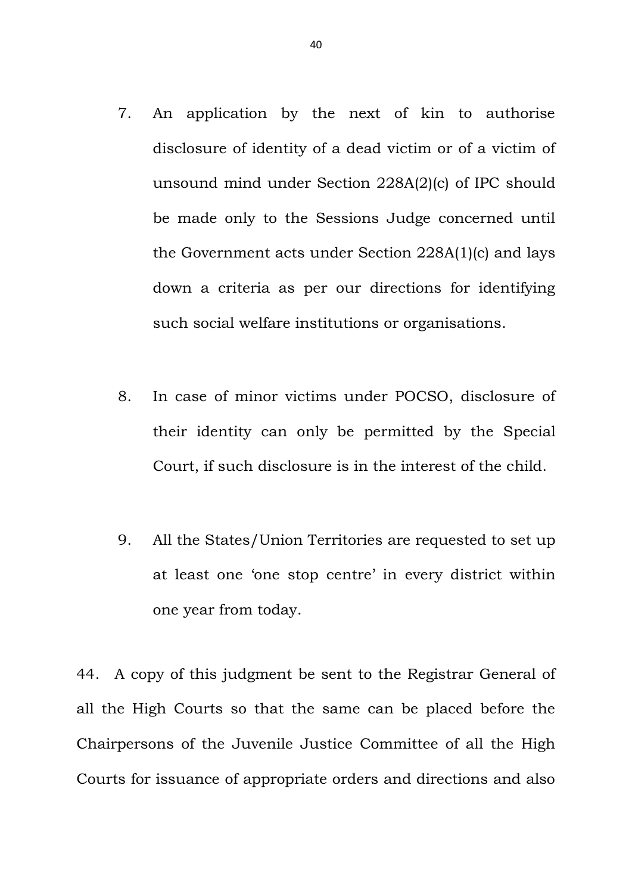7. An application by the next of kin to authorise disclosure of identity of a dead victim or of a victim of unsound mind under Section 228A(2)(c) of IPC should be made only to the Sessions Judge concerned until the Government acts under Section 228A(1)(c) and lays down a criteria as per our directions for identifying such social welfare institutions or organisations.

8. In case of minor victims under POCSO, disclosure of their identity can only be permitted by the Special Court, if such disclosure is in the interest of the child.

9. All the States/Union Territories are requested to set up at least one 'one stop centre' in every district within one year from today.

44. A copy of this judgment be sent to the Registrar General of all the High Courts so that the same can be placed before the Chairpersons of the Juvenile Justice Committee of all the High Courts for issuance of appropriate orders and directions and also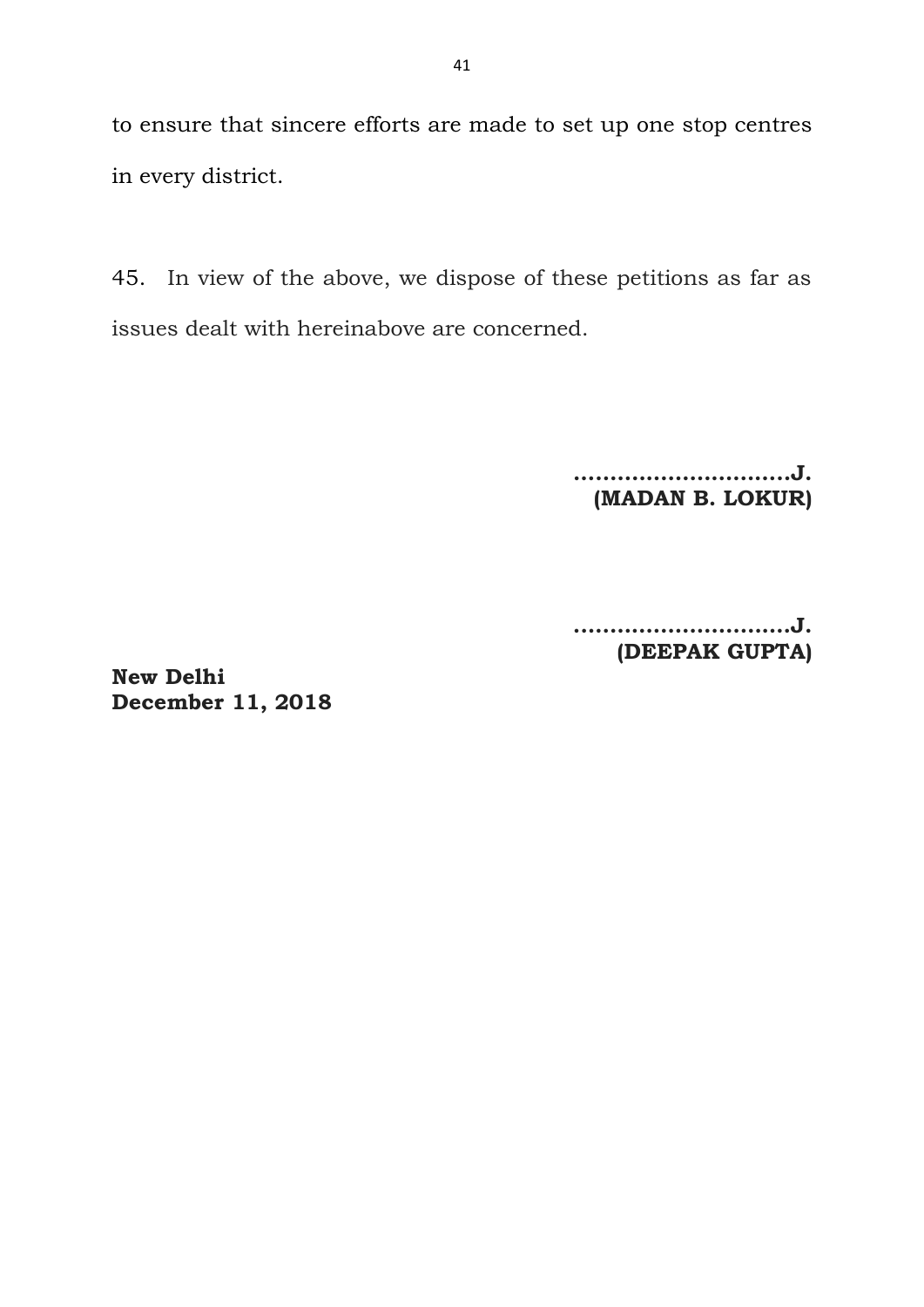to ensure that sincere efforts are made to set up one stop centres in every district.

45. In view of the above, we dispose of these petitions as far as issues dealt with hereinabove are concerned.

**………………………..J.**
**(MADAN B. LOKUR)**

**………………………..J.**
**(DEEPAK GUPTA)**

**New Delhi**
**December 11, 2018**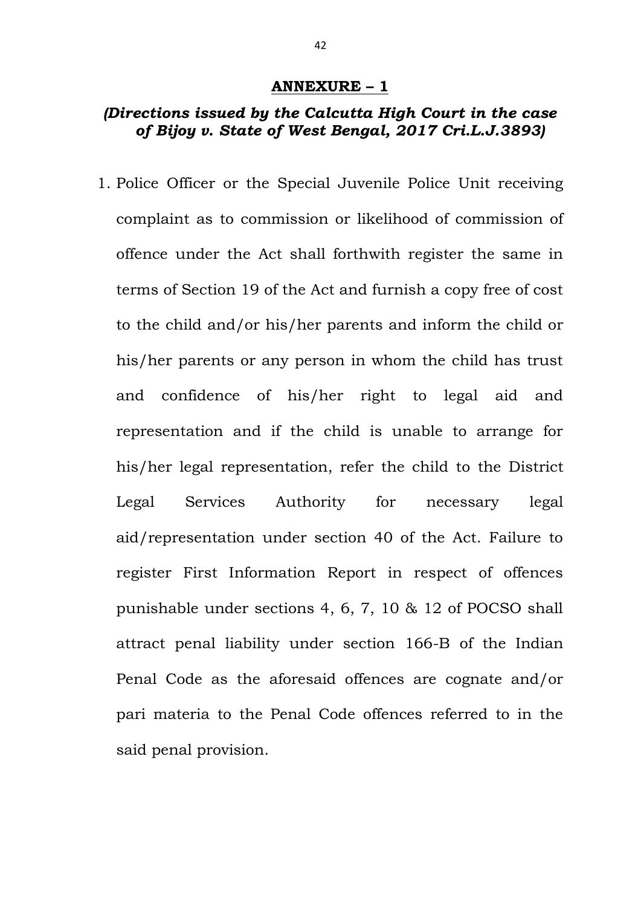## ANNEXURE – 1

***(Directions issued by the Calcutta High Court in the case of Bijoy v. State of West Bengal, 2017 Cri.L.J.3893)***

1. Police Officer or the Special Juvenile Police Unit receiving complaint as to commission or likelihood of commission of offence under the Act shall forthwith register the same in terms of Section 19 of the Act and furnish a copy free of cost to the child and/or his/her parents and inform the child or his/her parents or any person in whom the child has trust and confidence of his/her right to legal aid and representation and if the child is unable to arrange for his/her legal representation, refer the child to the District Legal Services Authority for necessary legal aid/representation under section 40 of the Act. Failure to register First Information Report in respect of offences punishable under sections 4, 6, 7, 10 & 12 of POCSO shall attract penal liability under section 166-B of the Indian Penal Code as the aforesaid offences are cognate and/or pari materia to the Penal Code offences referred to in the said penal provision.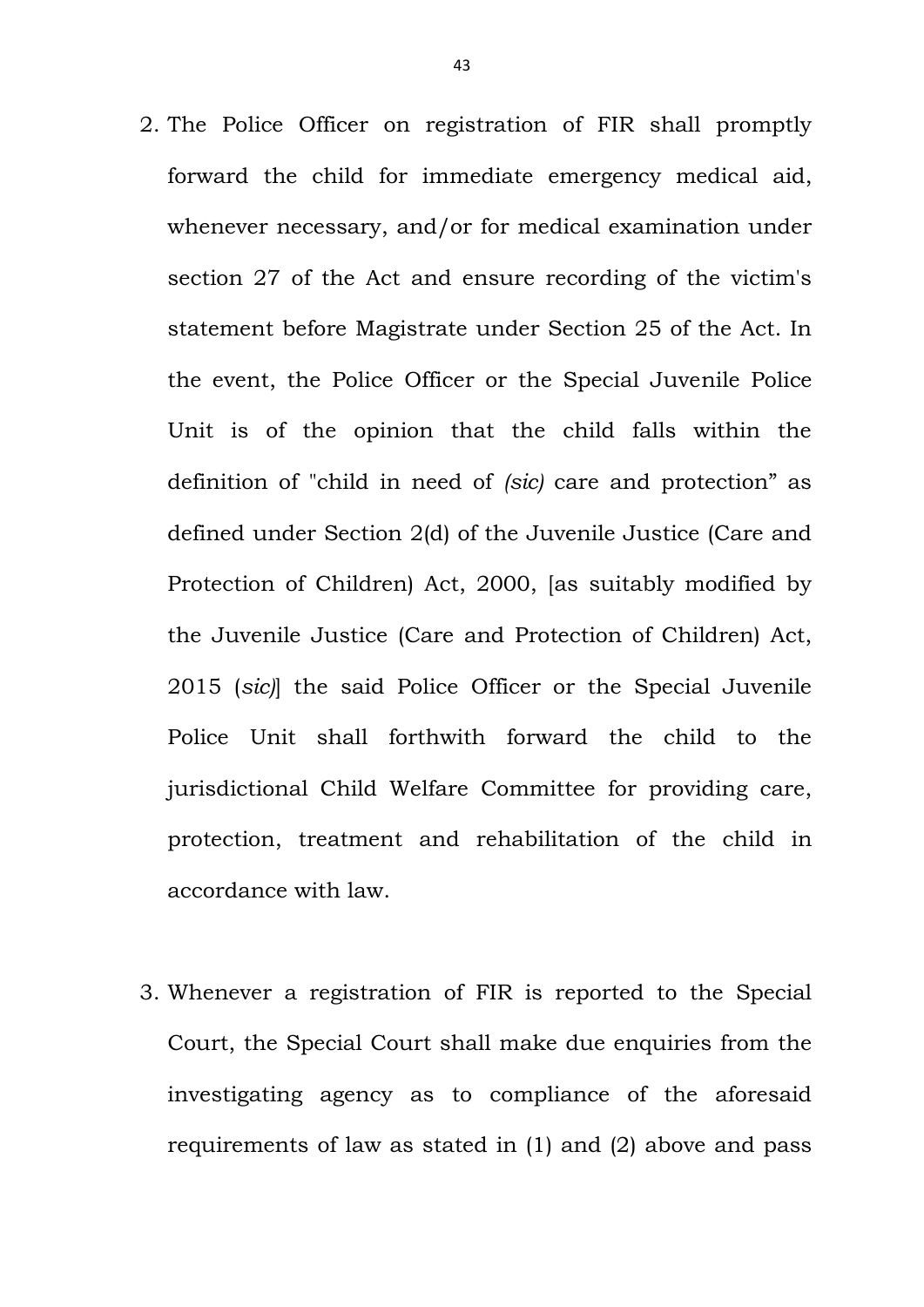2. The Police Officer on registration of FIR shall promptly forward the child for immediate emergency medical aid, whenever necessary, and/or for medical examination under section 27 of the Act and ensure recording of the victim's statement before Magistrate under Section 25 of the Act. In the event, the Police Officer or the Special Juvenile Police Unit is of the opinion that the child falls within the definition of "child in need of *(sic)* care and protection" as defined under Section 2(d) of the Juvenile Justice (Care and Protection of Children) Act, 2000, [as suitably modified by the Juvenile Justice (Care and Protection of Children) Act, 2015 (*sic)*] the said Police Officer or the Special Juvenile Police Unit shall forthwith forward the child to the jurisdictional Child Welfare Committee for providing care, protection, treatment and rehabilitation of the child in accordance with law.

3. Whenever a registration of FIR is reported to the Special Court, the Special Court shall make due enquiries from the investigating agency as to compliance of the aforesaid requirements of law as stated in (1) and (2) above and pass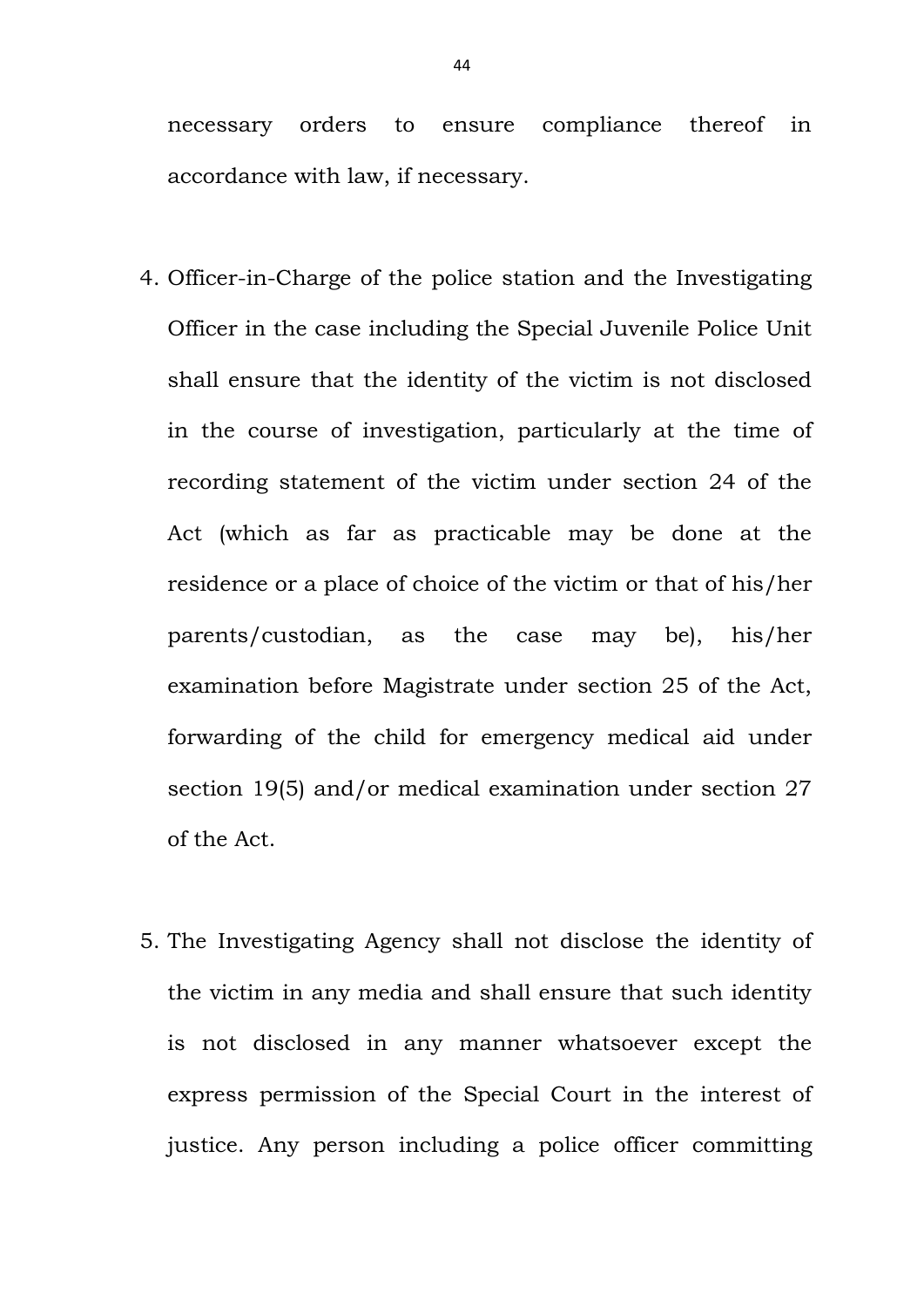necessary orders to ensure compliance thereof in accordance with law, if necessary.

4. Officer-in-Charge of the police station and the Investigating Officer in the case including the Special Juvenile Police Unit shall ensure that the identity of the victim is not disclosed in the course of investigation, particularly at the time of recording statement of the victim under section 24 of the Act (which as far as practicable may be done at the residence or a place of choice of the victim or that of his/her parents/custodian, as the case may be), his/her examination before Magistrate under section 25 of the Act, forwarding of the child for emergency medical aid under section 19(5) and/or medical examination under section 27 of the Act.

5. The Investigating Agency shall not disclose the identity of the victim in any media and shall ensure that such identity is not disclosed in any manner whatsoever except the express permission of the Special Court in the interest of justice. Any person including a police officer committing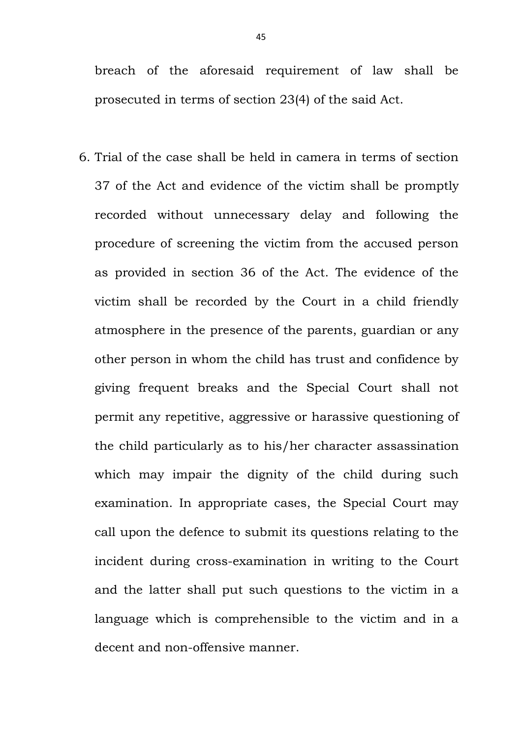breach of the aforesaid requirement of law shall be prosecuted in terms of section 23(4) of the said Act.

6. Trial of the case shall be held in camera in terms of section 37 of the Act and evidence of the victim shall be promptly recorded without unnecessary delay and following the procedure of screening the victim from the accused person as provided in section 36 of the Act. The evidence of the victim shall be recorded by the Court in a child friendly atmosphere in the presence of the parents, guardian or any other person in whom the child has trust and confidence by giving frequent breaks and the Special Court shall not permit any repetitive, aggressive or harassive questioning of the child particularly as to his/her character assassination which may impair the dignity of the child during such examination. In appropriate cases, the Special Court may call upon the defence to submit its questions relating to the incident during cross-examination in writing to the Court and the latter shall put such questions to the victim in a language which is comprehensible to the victim and in a decent and non-offensive manner.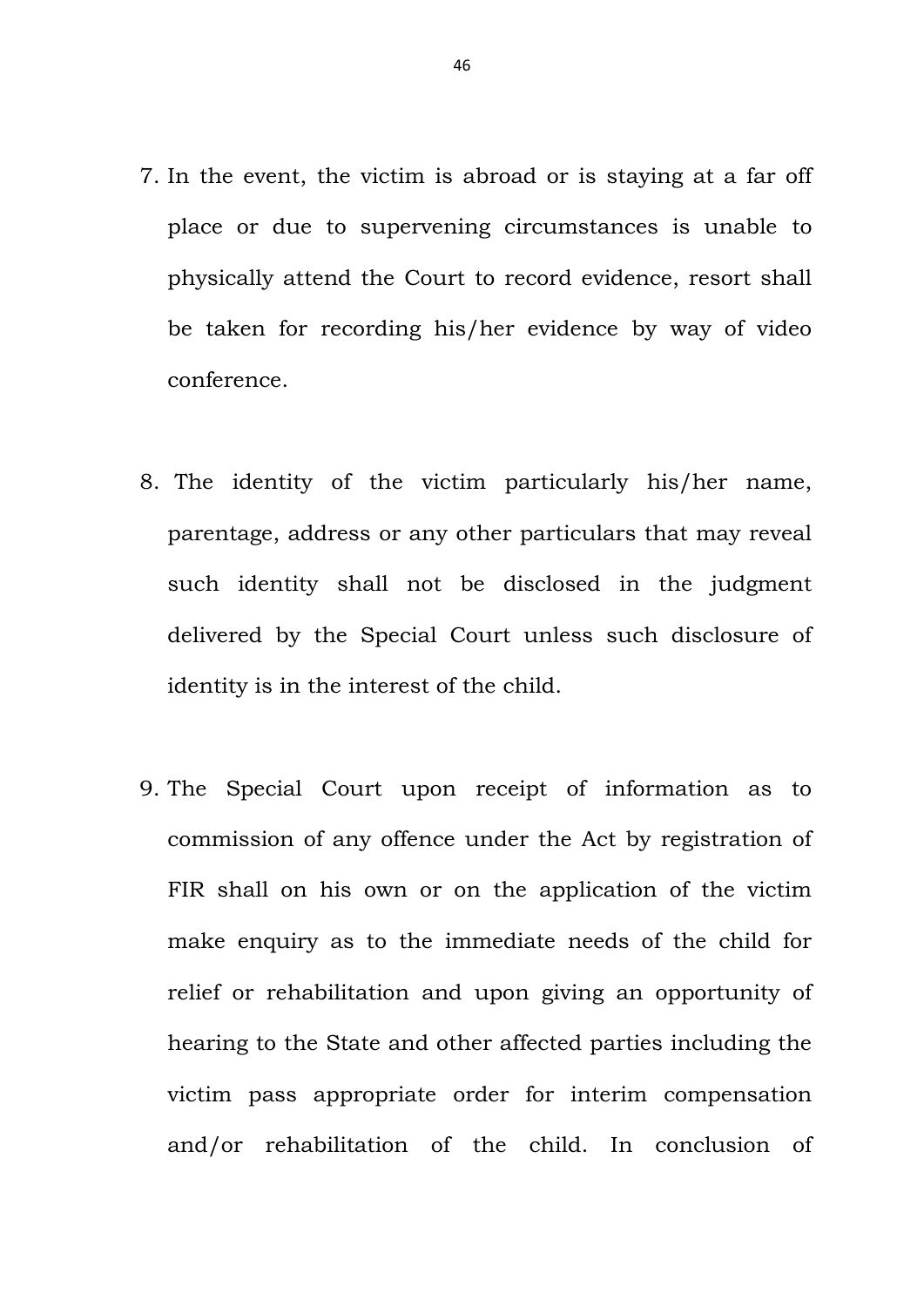7. In the event, the victim is abroad or is staying at a far off place or due to supervening circumstances is unable to physically attend the Court to record evidence, resort shall be taken for recording his/her evidence by way of video conference.

8. The identity of the victim particularly his/her name, parentage, address or any other particulars that may reveal such identity shall not be disclosed in the judgment delivered by the Special Court unless such disclosure of identity is in the interest of the child.

9. The Special Court upon receipt of information as to commission of any offence under the Act by registration of FIR shall on his own or on the application of the victim make enquiry as to the immediate needs of the child for relief or rehabilitation and upon giving an opportunity of hearing to the State and other affected parties including the victim pass appropriate order for interim compensation and/or rehabilitation of the child. In conclusion of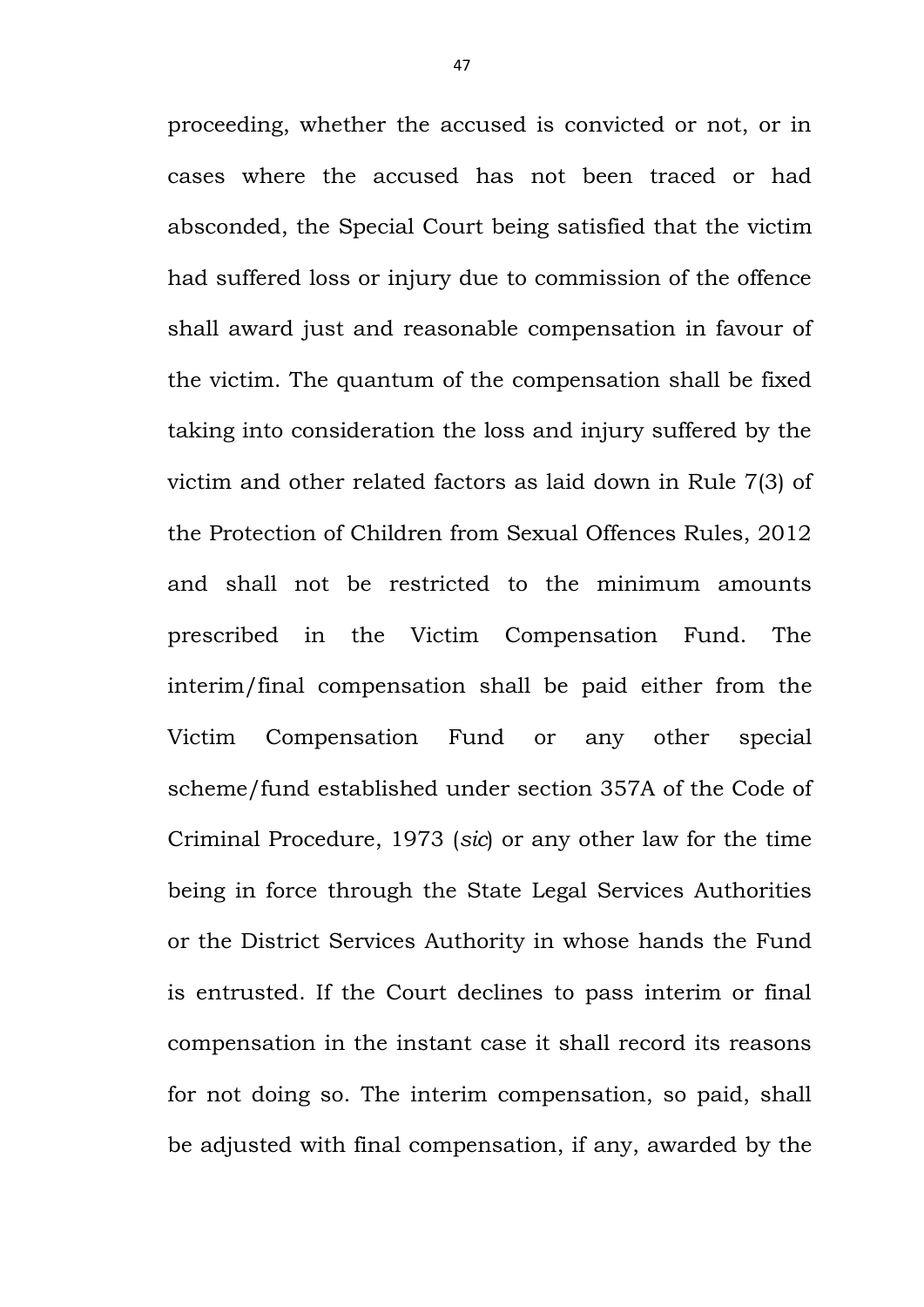proceeding, whether the accused is convicted or not, or in cases where the accused has not been traced or had absconded, the Special Court being satisfied that the victim had suffered loss or injury due to commission of the offence shall award just and reasonable compensation in favour of the victim. The quantum of the compensation shall be fixed taking into consideration the loss and injury suffered by the victim and other related factors as laid down in Rule 7(3) of the Protection of Children from Sexual Offences Rules, 2012 and shall not be restricted to the minimum amounts prescribed in the Victim Compensation Fund. The interim/final compensation shall be paid either from the Victim Compensation Fund or any other special scheme/fund established under section 357A of the Code of Criminal Procedure, 1973 (*sic*) or any other law for the time being in force through the State Legal Services Authorities or the District Services Authority in whose hands the Fund is entrusted. If the Court declines to pass interim or final compensation in the instant case it shall record its reasons for not doing so. The interim compensation, so paid, shall be adjusted with final compensation, if any, awarded by the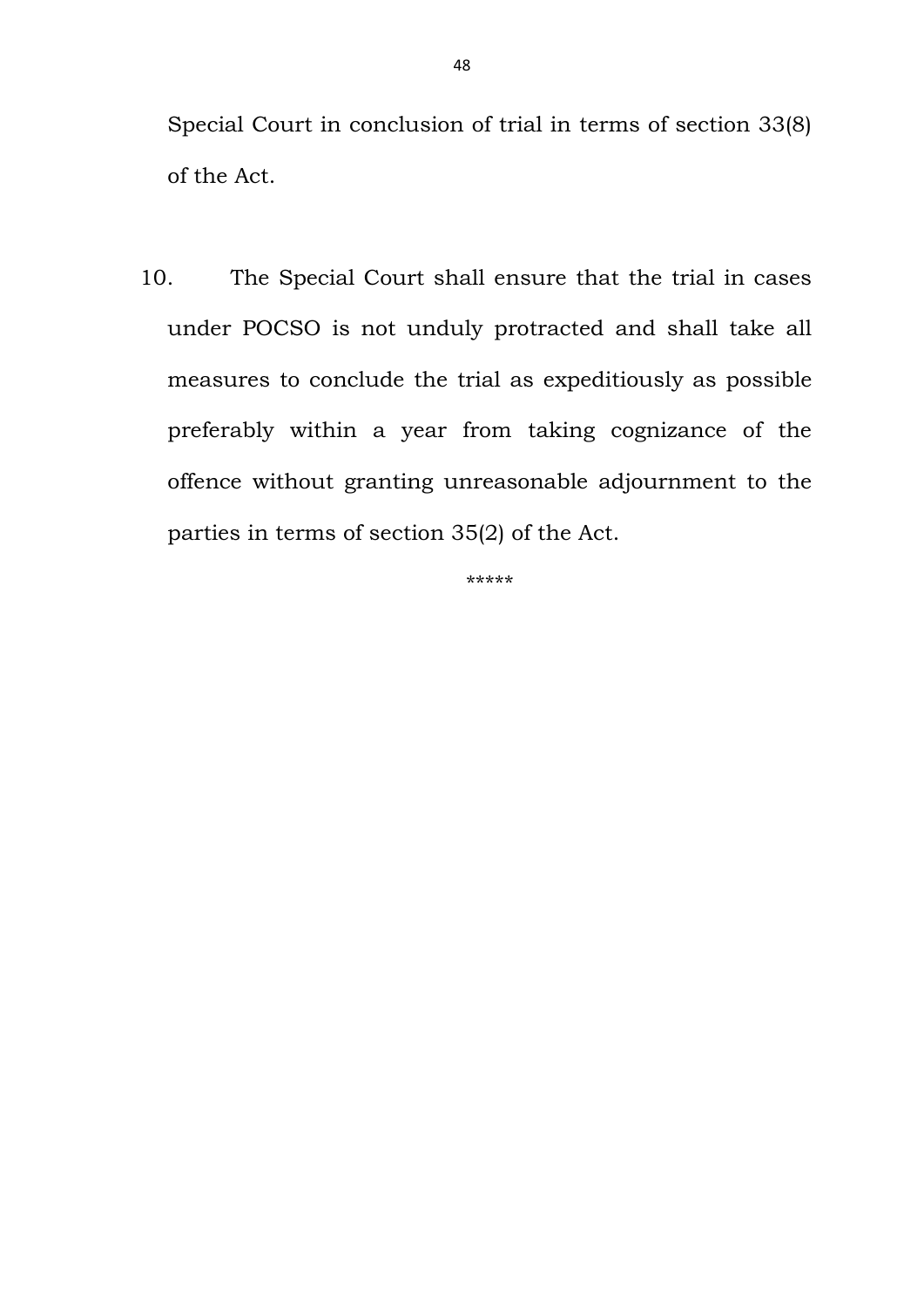Special Court in conclusion of trial in terms of section 33(8) of the Act.

10. The Special Court shall ensure that the trial in cases under POCSO is not unduly protracted and shall take all measures to conclude the trial as expeditiously as possible preferably within a year from taking cognizance of the offence without granting unreasonable adjournment to the parties in terms of section 35(2) of the Act.

*****